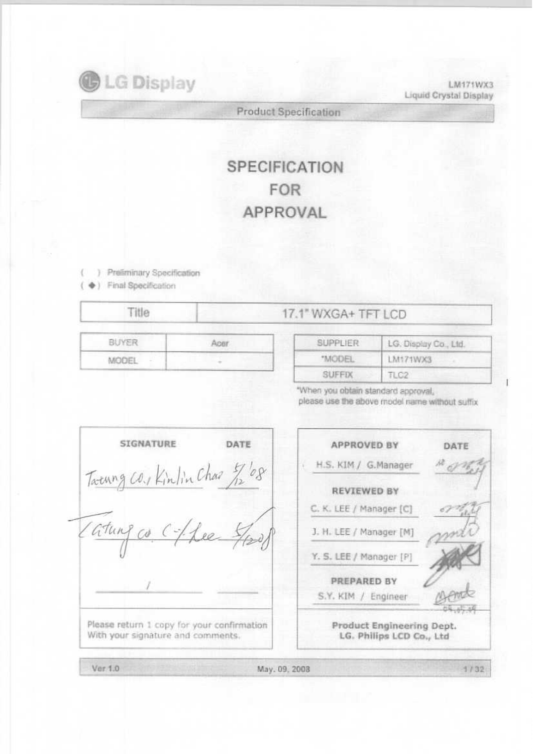LG Display

LM171WX3
Liquid Crystal Display

Product Specification

# SPECIFICATION FOR APPROVAL

( ) Preliminary Specification
( ◆ ) Final Specification

| Title | 17.1" WXGA+ TFT LCD |
|---|---|

| BUYER | Acer |
|---|---|
| MODEL | - |

| SUPPLIER | LG. Display Co., Ltd. |
|---|---|
| *MODEL | LM171WX3 |
| SUFFIX | TLC2 |

*When you obtain standard approval, please use the above model name without suffix

| SIGNATURE | DATE |
|---|---|
| Tatung Co., Kinlin Chao | 5/12 '08 |
| Tatung co. C-J Lee | 5/12 '08 |
| / | |

Please return 1 copy for your confirmation With your signature and comments.

| APPROVED BY | DATE |
|---|---|
| H.S. KIM / G.Manager | |
| **REVIEWED BY** | |
| C. K. LEE / Manager [C] | |
| J. H. LEE / Manager [M] | |
| Y. S. LEE / Manager [P] | |
| **PREPARED BY** | |
| S.Y. KIM / Engineer | 08.05.09 |

**Product Engineering Dept.**
**LG. Philips LCD Co., Ltd**

Ver 1.0 May. 09, 2008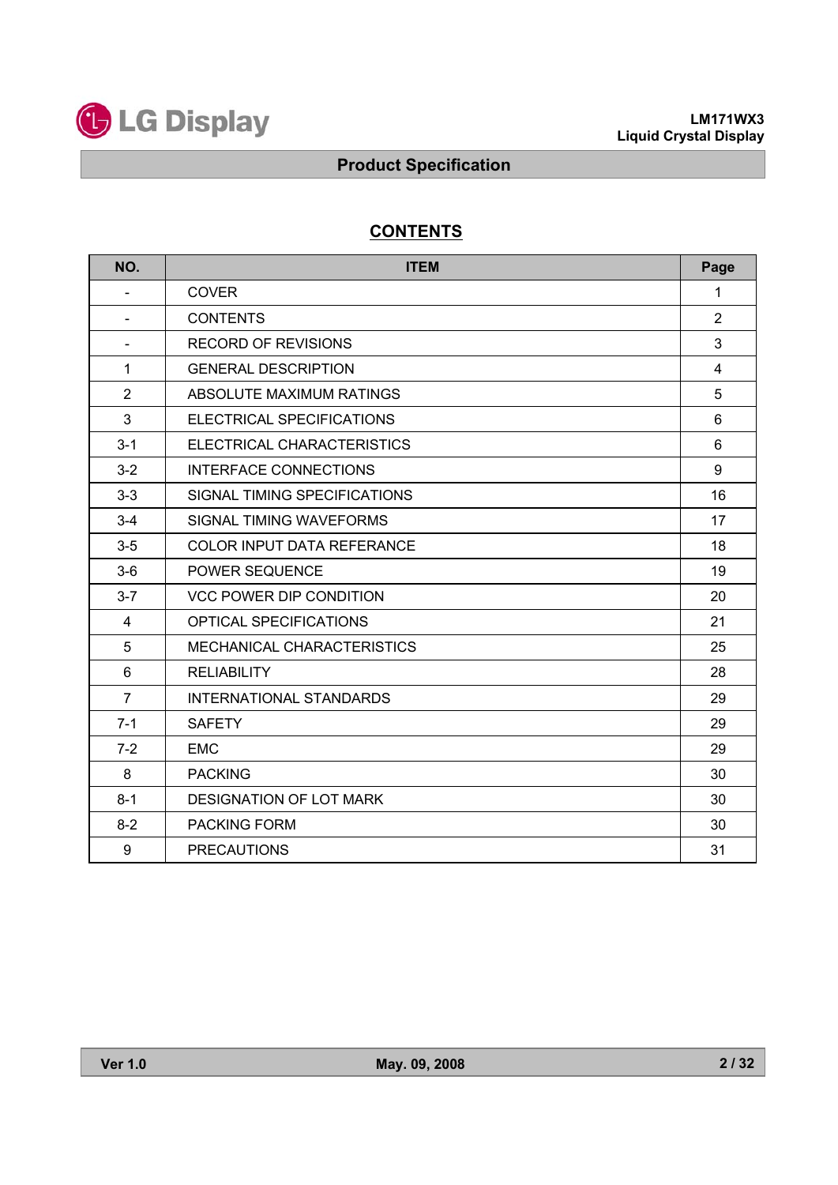## CONTENTS

| NO. | ITEM | Page |
|---|---|---|
| - | COVER | 1 |
| - | CONTENTS | 2 |
| - | RECORD OF REVISIONS | 3 |
| 1 | GENERAL DESCRIPTION | 4 |
| 2 | ABSOLUTE MAXIMUM RATINGS | 5 |
| 3 | ELECTRICAL SPECIFICATIONS | 6 |
| 3-1 | ELECTRICAL CHARACTERISTICS | 6 |
| 3-2 | INTERFACE CONNECTIONS | 9 |
| 3-3 | SIGNAL TIMING SPECIFICATIONS | 16 |
| 3-4 | SIGNAL TIMING WAVEFORMS | 17 |
| 3-5 | COLOR INPUT DATA REFERANCE | 18 |
| 3-6 | POWER SEQUENCE | 19 |
| 3-7 | VCC POWER DIP CONDITION | 20 |
| 4 | OPTICAL SPECIFICATIONS | 21 |
| 5 | MECHANICAL CHARACTERISTICS | 25 |
| 6 | RELIABILITY | 28 |
| 7 | INTERNATIONAL STANDARDS | 29 |
| 7-1 | SAFETY | 29 |
| 7-2 | EMC | 29 |
| 8 | PACKING | 30 |
| 8-1 | DESIGNATION OF LOT MARK | 30 |
| 8-2 | PACKING FORM | 30 |
| 9 | PRECAUTIONS | 31 |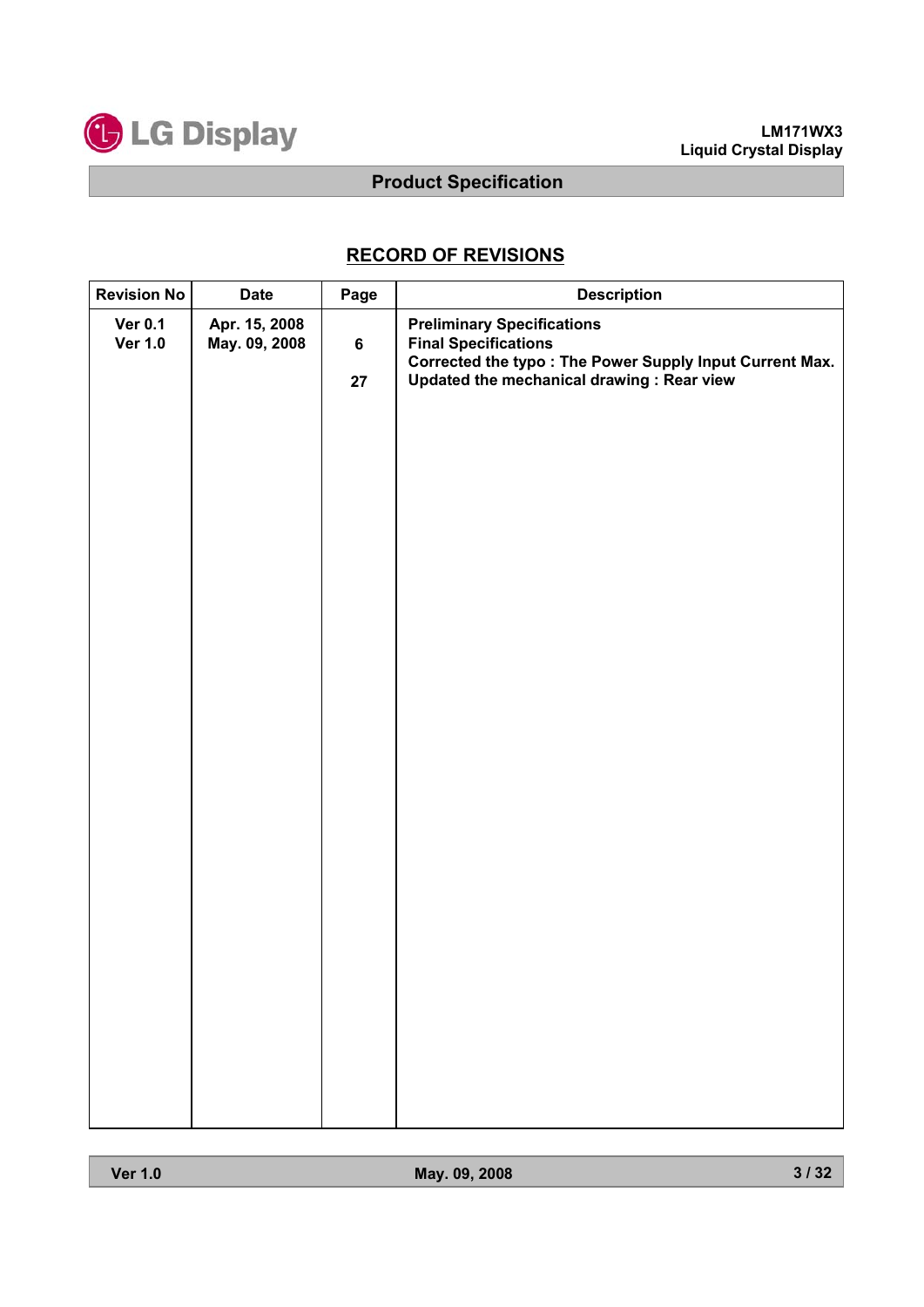## RECORD OF REVISIONS

| Revision No | Date | Page | Description |
|---|---|---|---|
| Ver 0.1 | Apr. 15, 2008 | | Preliminary Specifications |
| Ver 1.0 | May. 09, 2008 | | Final Specifications |
| | | 6 | Corrected the typo : The Power Supply Input Current Max. |
| | | 27 | Updated the mechanical drawing : Rear view |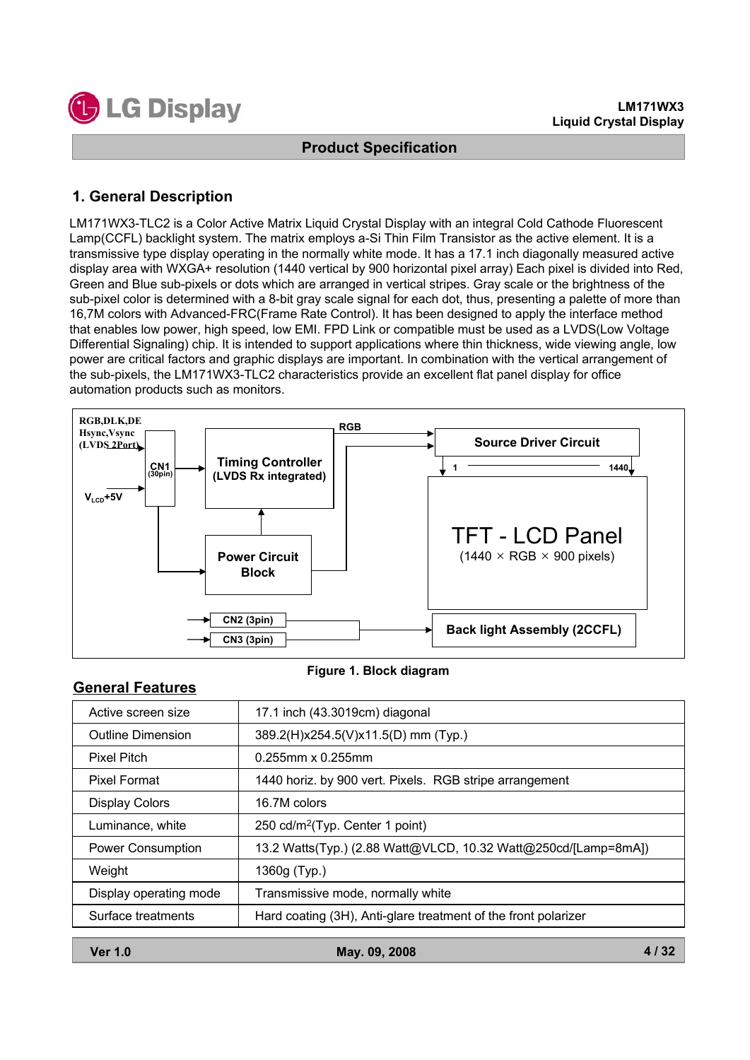## 1. General Description

LM171WX3-TLC2 is a Color Active Matrix Liquid Crystal Display with an integral Cold Cathode Fluorescent Lamp(CCFL) backlight system. The matrix employs a-Si Thin Film Transistor as the active element. It is a transmissive type display operating in the normally white mode. It has a 17.1 inch diagonally measured active display area with WXGA+ resolution (1440 vertical by 900 horizontal pixel array) Each pixel is divided into Red, Green and Blue sub-pixels or dots which are arranged in vertical stripes. Gray scale or the brightness of the sub-pixel color is determined with a 8-bit gray scale signal for each dot, thus, presenting a palette of more than 16,7M colors with Advanced-FRC(Frame Rate Control). It has been designed to apply the interface method that enables low power, high speed, low EMI. FPD Link or compatible must be used as a LVDS(Low Voltage Differential Signaling) chip. It is intended to support applications where thin thickness, wide viewing angle, low power are critical factors and graphic displays are important. In combination with the vertical arrangement of the sub-pixels, the LM171WX3-TLC2 characteristics provide an excellent flat panel display for office automation products such as monitors.

RGB,DLK,DE
Hsync,Vsync
(LVDS 2Port)

CN1 (30pin)

$V_{LCD}$+5V

Timing Controller (LVDS Rx integrated)

Power Circuit Block

RGB

Source Driver Circuit

1 — 1440

TFT - LCD Panel
(1440 × RGB × 900 pixels)

CN2 (3pin)

CN3 (3pin)

Back light Assembly (2CCFL)

**Figure 1. Block diagram**

### General Features

| | |
|---|---|
| Active screen size | 17.1 inch (43.3019cm) diagonal |
| Outline Dimension | 389.2(H)x254.5(V)x11.5(D) mm (Typ.) |
| Pixel Pitch | 0.255mm x 0.255mm |
| Pixel Format | 1440 horiz. by 900 vert. Pixels. RGB stripe arrangement |
| Display Colors | 16.7M colors |
| Luminance, white | 250 cd/m$^2$(Typ. Center 1 point) |
| Power Consumption | 13.2 Watts(Typ.) (2.88 Watt@VLCD, 10.32 Watt@250cd/[Lamp=8mA]) |
| Weight | 1360g (Typ.) |
| Display operating mode | Transmissive mode, normally white |
| Surface treatments | Hard coating (3H), Anti-glare treatment of the front polarizer |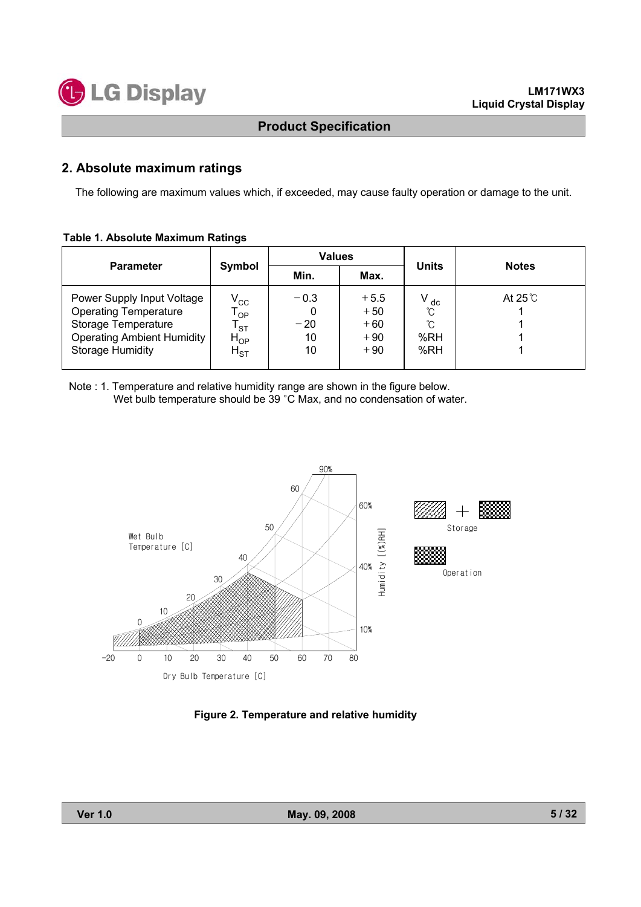## 2. Absolute maximum ratings

The following are maximum values which, if exceeded, may cause faulty operation or damage to the unit.

**Table 1. Absolute Maximum Ratings**

| Parameter | Symbol | Values | | Units | Notes |
|---|---|---|---|---|---|
| | | Min. | Max. | | |
| Power Supply Input Voltage | $V_{CC}$ | −0.3 | +5.5 | $V_{dc}$ | At 25℃ |
| Operating Temperature | $T_{OP}$ | 0 | +50 | ℃ | 1 |
| Storage Temperature | $T_{ST}$ | −20 | +60 | ℃ | 1 |
| Operating Ambient Humidity | $H_{OP}$ | 10 | +90 | %RH | 1 |
| Storage Humidity | $H_{ST}$ | 10 | +90 | %RH | 1 |

Note : 1. Temperature and relative humidity range are shown in the figure below.
Wet bulb temperature should be 39 °C Max, and no condensation of water.

**Figure 2. Temperature and relative humidity**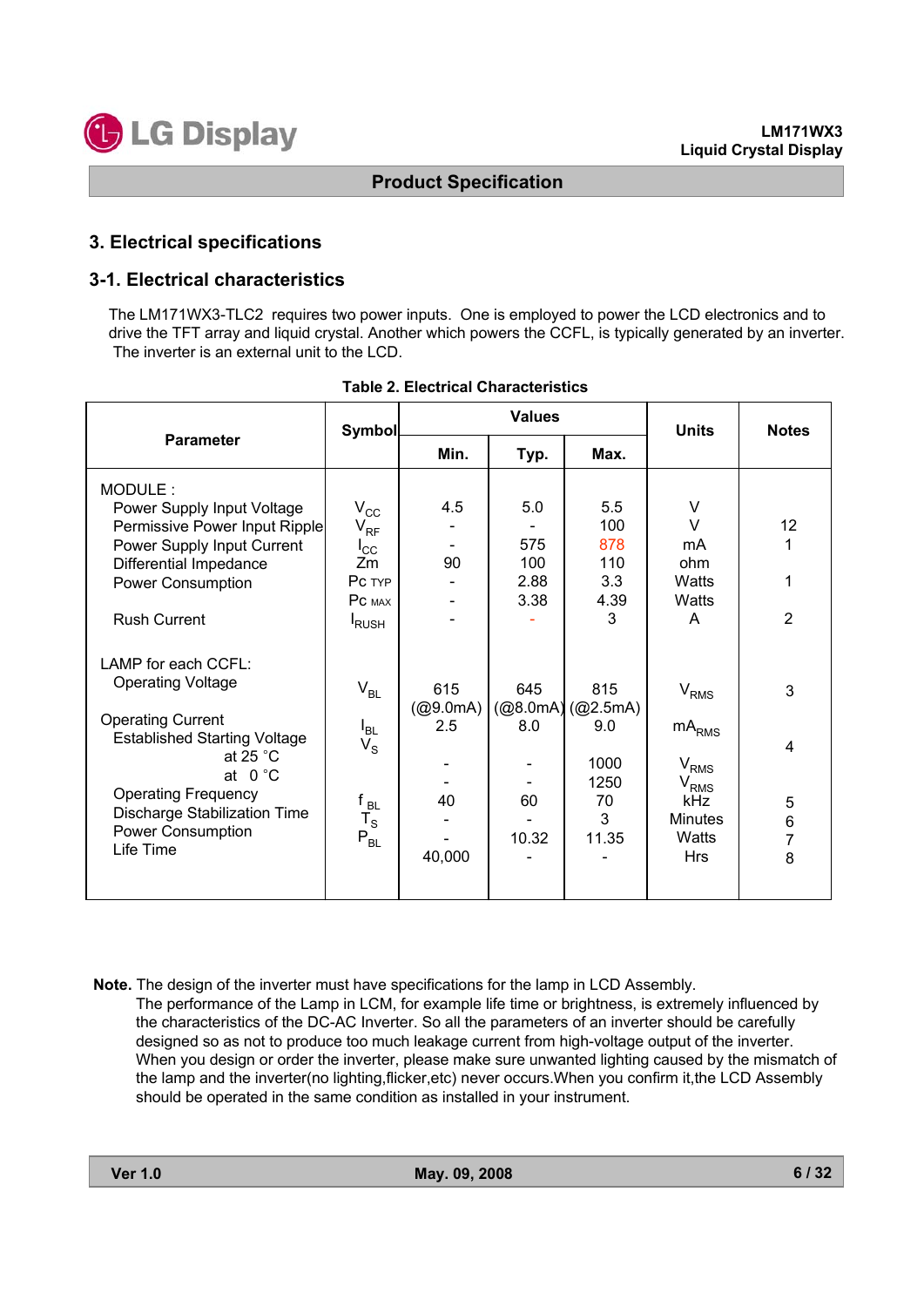## 3. Electrical specifications

### 3-1. Electrical characteristics

The LM171WX3-TLC2 requires two power inputs. One is employed to power the LCD electronics and to drive the TFT array and liquid crystal. Another which powers the CCFL, is typically generated by an inverter. The inverter is an external unit to the LCD.

**Table 2. Electrical Characteristics**

| Parameter | Symbol | Values | | | Units | Notes |
|---|---|---|---|---|---|---|
| | | Min. | Typ. | Max. | | |
| MODULE : | | | | | | |
| Power Supply Input Voltage | $V_{CC}$ | 4.5 | 5.0 | 5.5 | V | |
| Permissive Power Input Ripple | $V_{RF}$ | - | - | 100 | V | 12 |
| Power Supply Input Current | $I_{CC}$ | - | 575 | 878 | mA | 1 |
| Differential Impedance | Zm | 90 | 100 | 110 | ohm | |
| Power Consumption | Pc TYP | - | 2.88 | 3.3 | Watts | 1 |
| | Pc MAX | - | 3.38 | 4.39 | Watts | |
| Rush Current | $I_{RUSH}$ | - | - | 3 | A | 2 |
| LAMP for each CCFL: | | | | | | |
| Operating Voltage | $V_{BL}$ | 615 (@9.0mA) | 645 (@8.0mA) | 815 (@2.5mA) | $V_{RMS}$ | 3 |
| Operating Current | $I_{BL}$ | 2.5 | 8.0 | 9.0 | $mA_{RMS}$ | |
| Established Starting Voltage | $V_S$ | | | | | 4 |
| at 25 °C | | - | - | 1000 | $V_{RMS}$ | |
| at 0 °C | | - | - | 1250 | $V_{RMS}$ | |
| Operating Frequency | $f_{BL}$ | 40 | 60 | 70 | kHz | 5 |
| Discharge Stabilization Time | $T_S$ | - | - | 3 | Minutes | 6 |
| Power Consumption | $P_{BL}$ | - | 10.32 | 11.35 | Watts | 7 |
| Life Time | | 40,000 | - | - | Hrs | 8 |

**Note.** The design of the inverter must have specifications for the lamp in LCD Assembly.
The performance of the Lamp in LCM, for example life time or brightness, is extremely influenced by the characteristics of the DC-AC Inverter. So all the parameters of an inverter should be carefully designed so as not to produce too much leakage current from high-voltage output of the inverter. When you design or order the inverter, please make sure unwanted lighting caused by the mismatch of the lamp and the inverter(no lighting,flicker,etc) never occurs.When you confirm it,the LCD Assembly should be operated in the same condition as installed in your instrument.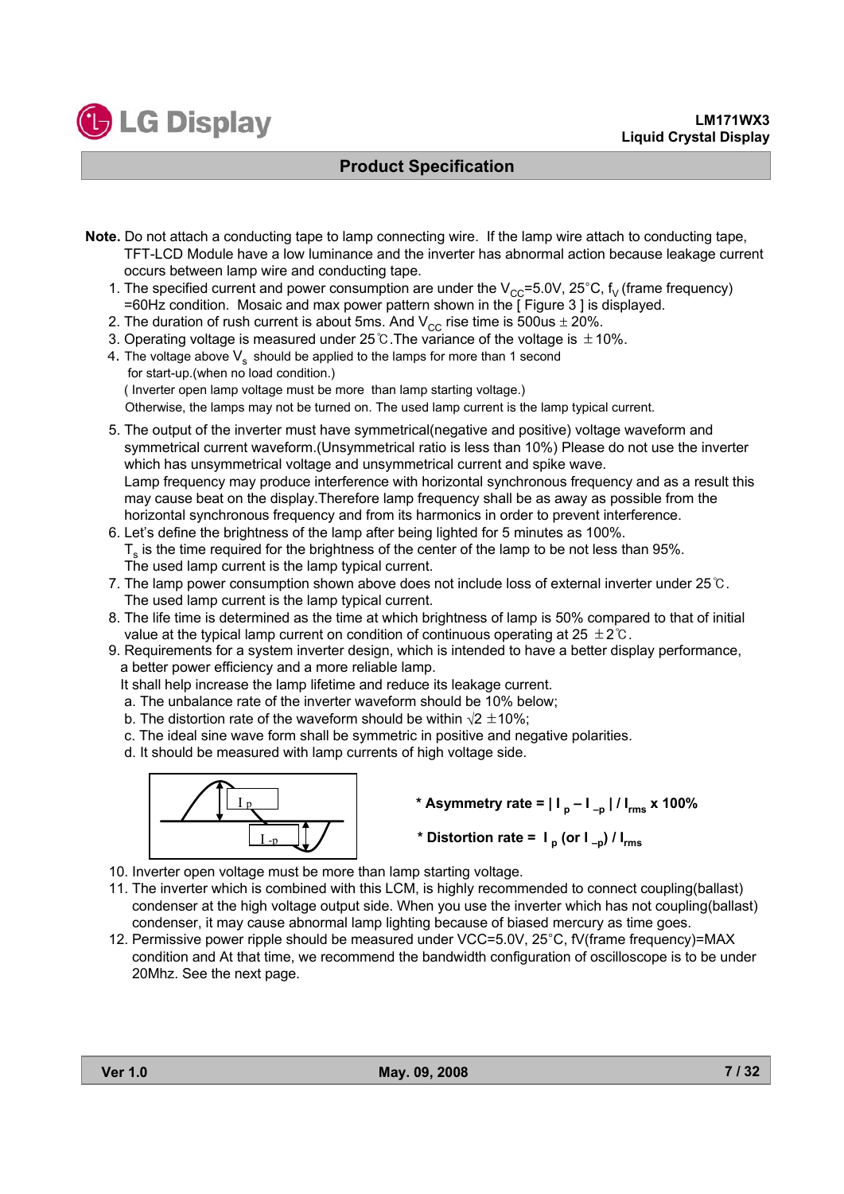**Note.** Do not attach a conducting tape to lamp connecting wire. If the lamp wire attach to conducting tape, TFT-LCD Module have a low luminance and the inverter has abnormal action because leakage current occurs between lamp wire and conducting tape.

1. The specified current and power consumption are under the $V_{CC}$=5.0V, 25°C, $f_V$ (frame frequency) =60Hz condition. Mosaic and max power pattern shown in the [ Figure 3 ] is displayed.
2. The duration of rush current is about 5ms. And $V_{CC}$ rise time is 500us ± 20%.
3. Operating voltage is measured under 25℃.The variance of the voltage is ±10%.
4. The voltage above $V_s$ should be applied to the lamps for more than 1 second for start-up.(when no load condition.) ( Inverter open lamp voltage must be more than lamp starting voltage.) Otherwise, the lamps may not be turned on. The used lamp current is the lamp typical current.
5. The output of the inverter must have symmetrical(negative and positive) voltage waveform and symmetrical current waveform.(Unsymmetrical ratio is less than 10%) Please do not use the inverter which has unsymmetrical voltage and unsymmetrical current and spike wave. Lamp frequency may produce interference with horizontal synchronous frequency and as a result this may cause beat on the display.Therefore lamp frequency shall be as away as possible from the horizontal synchronous frequency and from its harmonics in order to prevent interference.
6. Let's define the brightness of the lamp after being lighted for 5 minutes as 100%. $T_s$ is the time required for the brightness of the center of the lamp to be not less than 95%. The used lamp current is the lamp typical current.
7. The lamp power consumption shown above does not include loss of external inverter under 25℃. The used lamp current is the lamp typical current.
8. The life time is determined as the time at which brightness of lamp is 50% compared to that of initial value at the typical lamp current on condition of continuous operating at 25 ±2℃.
9. Requirements for a system inverter design, which is intended to have a better display performance, a better power efficiency and a more reliable lamp. It shall help increase the lamp lifetime and reduce its leakage current.
   a. The unbalance rate of the inverter waveform should be 10% below;
   b. The distortion rate of the waveform should be within √2 ±10%;
   c. The ideal sine wave form shall be symmetric in positive and negative polarities.
   d. It should be measured with lamp currents of high voltage side.

**\* Asymmetry rate = $| I_p - I_{-p} | / I_{rms}$ x 100%**

**\* Distortion rate = $I_p$ (or $I_{-p}$) / $I_{rms}$**

10. Inverter open voltage must be more than lamp starting voltage.
11. The inverter which is combined with this LCM, is highly recommended to connect coupling(ballast) condenser at the high voltage output side. When you use the inverter which has not coupling(ballast) condenser, it may cause abnormal lamp lighting because of biased mercury as time goes.
12. Permissive power ripple should be measured under VCC=5.0V, 25°C, fV(frame frequency)=MAX condition and At that time, we recommend the bandwidth configuration of oscilloscope is to be under 20Mhz. See the next page.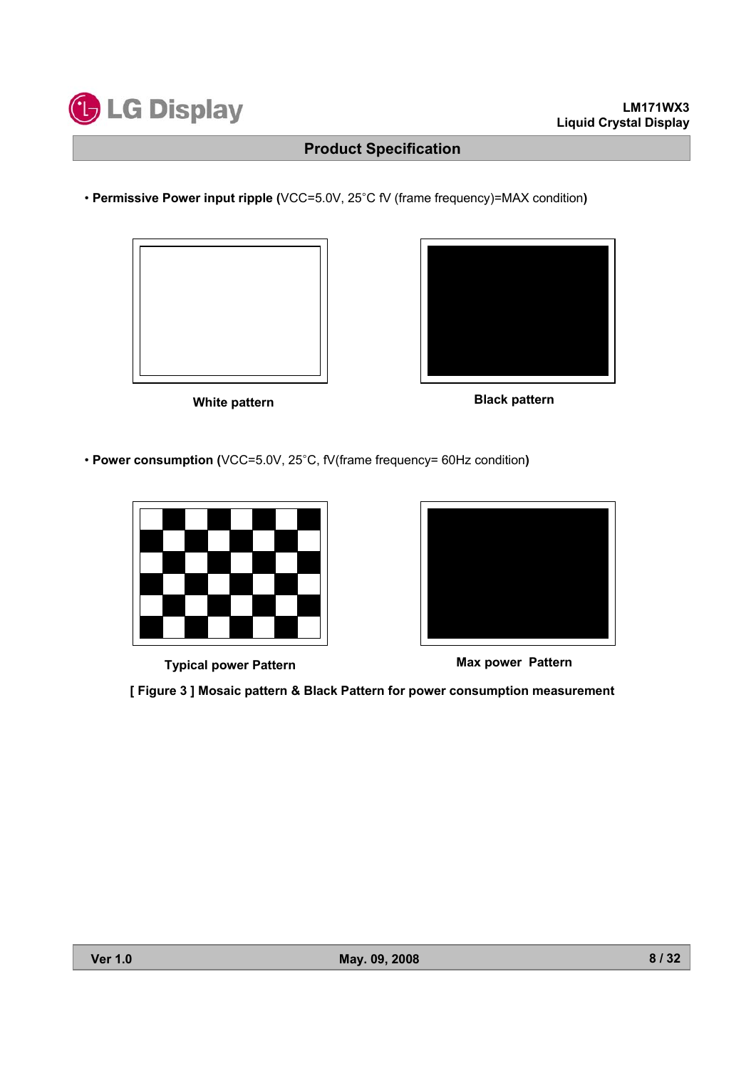• **Permissive Power input ripple (**VCC=5.0V, 25°C fV (frame frequency)=MAX condition**)**

White pattern

Black pattern

• **Power consumption (**VCC=5.0V, 25°C, fV(frame frequency= 60Hz condition**)**

Typical power Pattern

Max power Pattern

**[ Figure 3 ] Mosaic pattern & Black Pattern for power consumption measurement**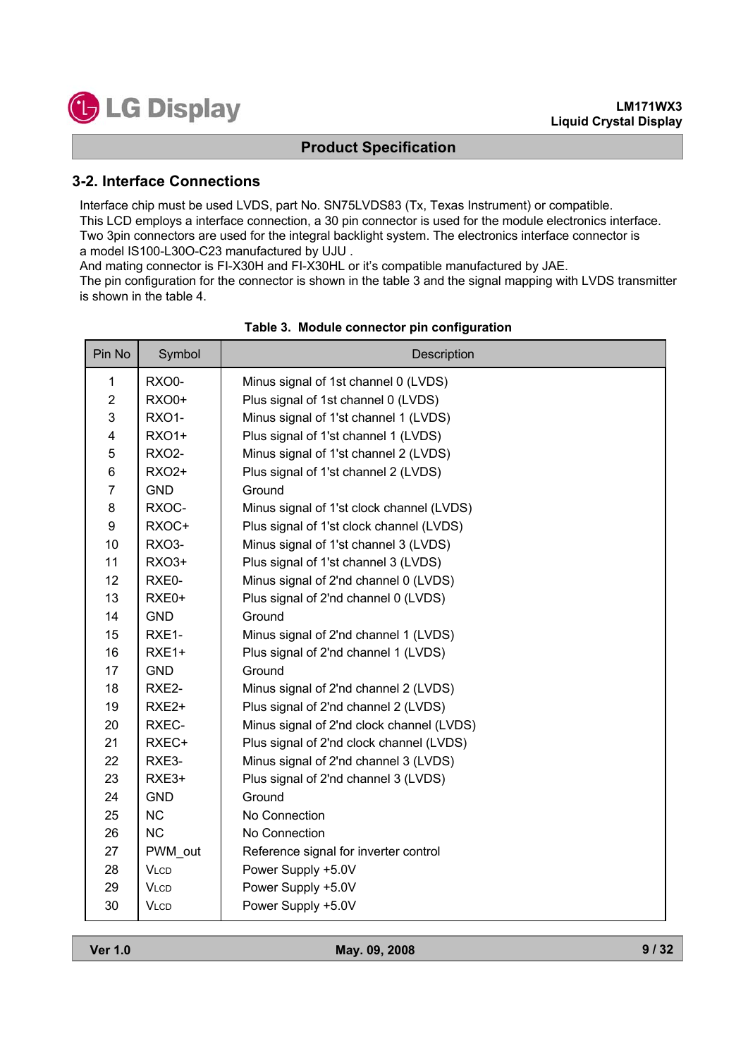## 3-2. Interface Connections

Interface chip must be used LVDS, part No. SN75LVDS83 (Tx, Texas Instrument) or compatible.
This LCD employs a interface connection, a 30 pin connector is used for the module electronics interface.
Two 3pin connectors are used for the integral backlight system. The electronics interface connector is a model IS100-L30O-C23 manufactured by UJU .
And mating connector is FI-X30H and FI-X30HL or it's compatible manufactured by JAE.
The pin configuration for the connector is shown in the table 3 and the signal mapping with LVDS transmitter is shown in the table 4.

**Table 3. Module connector pin configuration**

| Pin No | Symbol | Description |
|---|---|---|
| 1 | RXO0- | Minus signal of 1st channel 0 (LVDS) |
| 2 | RXO0+ | Plus signal of 1st channel 0 (LVDS) |
| 3 | RXO1- | Minus signal of 1'st channel 1 (LVDS) |
| 4 | RXO1+ | Plus signal of 1'st channel 1 (LVDS) |
| 5 | RXO2- | Minus signal of 1'st channel 2 (LVDS) |
| 6 | RXO2+ | Plus signal of 1'st channel 2 (LVDS) |
| 7 | GND | Ground |
| 8 | RXOC- | Minus signal of 1'st clock channel (LVDS) |
| 9 | RXOC+ | Plus signal of 1'st clock channel (LVDS) |
| 10 | RXO3- | Minus signal of 1'st channel 3 (LVDS) |
| 11 | RXO3+ | Plus signal of 1'st channel 3 (LVDS) |
| 12 | RXE0- | Minus signal of 2'nd channel 0 (LVDS) |
| 13 | RXE0+ | Plus signal of 2'nd channel 0 (LVDS) |
| 14 | GND | Ground |
| 15 | RXE1- | Minus signal of 2'nd channel 1 (LVDS) |
| 16 | RXE1+ | Plus signal of 2'nd channel 1 (LVDS) |
| 17 | GND | Ground |
| 18 | RXE2- | Minus signal of 2'nd channel 2 (LVDS) |
| 19 | RXE2+ | Plus signal of 2'nd channel 2 (LVDS) |
| 20 | RXEC- | Minus signal of 2'nd clock channel (LVDS) |
| 21 | RXEC+ | Plus signal of 2'nd clock channel (LVDS) |
| 22 | RXE3- | Minus signal of 2'nd channel 3 (LVDS) |
| 23 | RXE3+ | Plus signal of 2'nd channel 3 (LVDS) |
| 24 | GND | Ground |
| 25 | NC | No Connection |
| 26 | NC | No Connection |
| 27 | PWM_out | Reference signal for inverter control |
| 28 | $V_{LCD}$ | Power Supply +5.0V |
| 29 | $V_{LCD}$ | Power Supply +5.0V |
| 30 | $V_{LCD}$ | Power Supply +5.0V |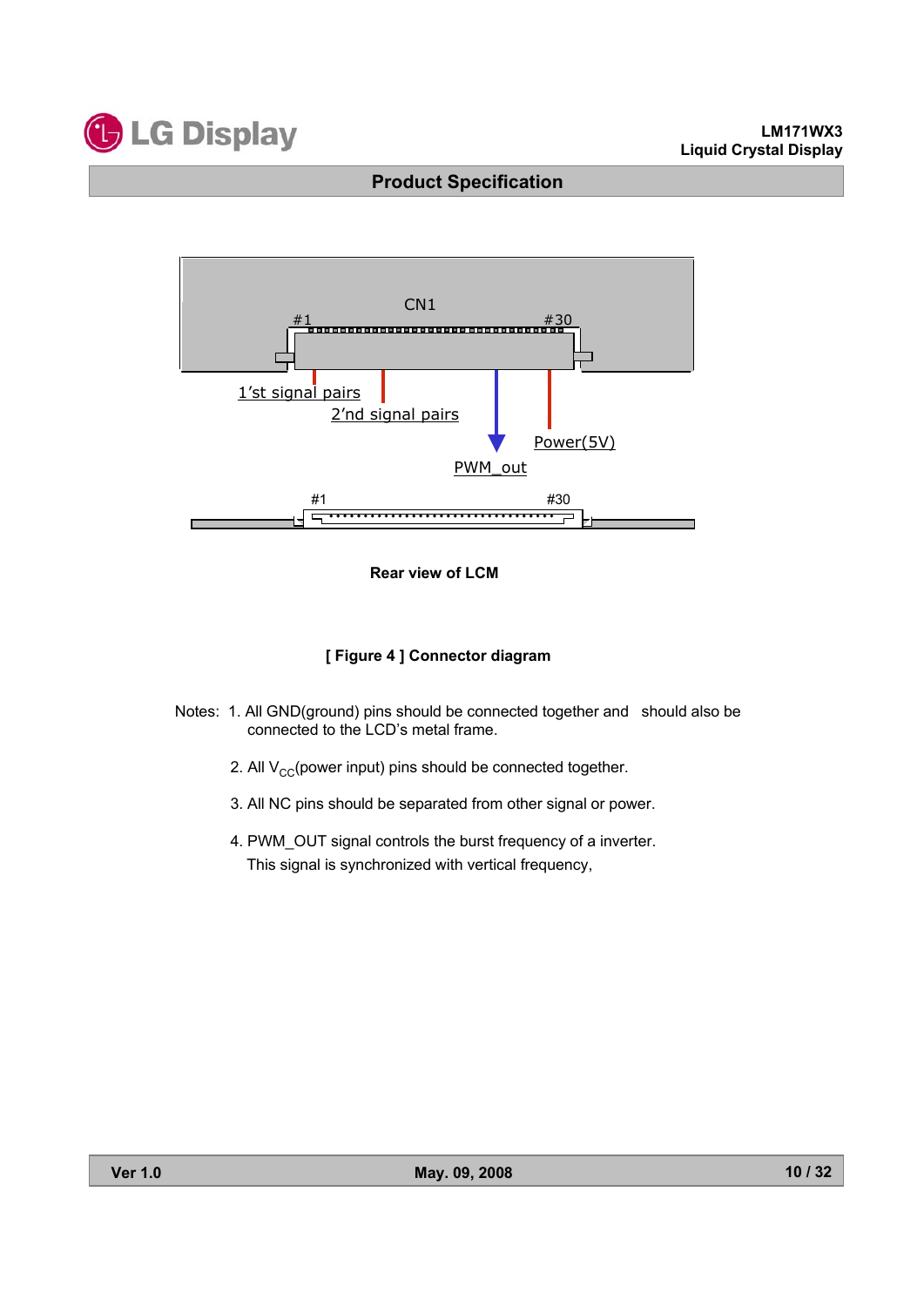CN1

#1 #30

1'st signal pairs

2'nd signal pairs

Power(5V)

PWM_out

#1 #30

**Rear view of LCM**

**[ Figure 4 ] Connector diagram**

Notes: 1. All GND(ground) pins should be connected together and should also be connected to the LCD's metal frame.

2. All $V_{CC}$(power input) pins should be connected together.

3. All NC pins should be separated from other signal or power.

4. PWM_OUT signal controls the burst frequency of a inverter. This signal is synchronized with vertical frequency,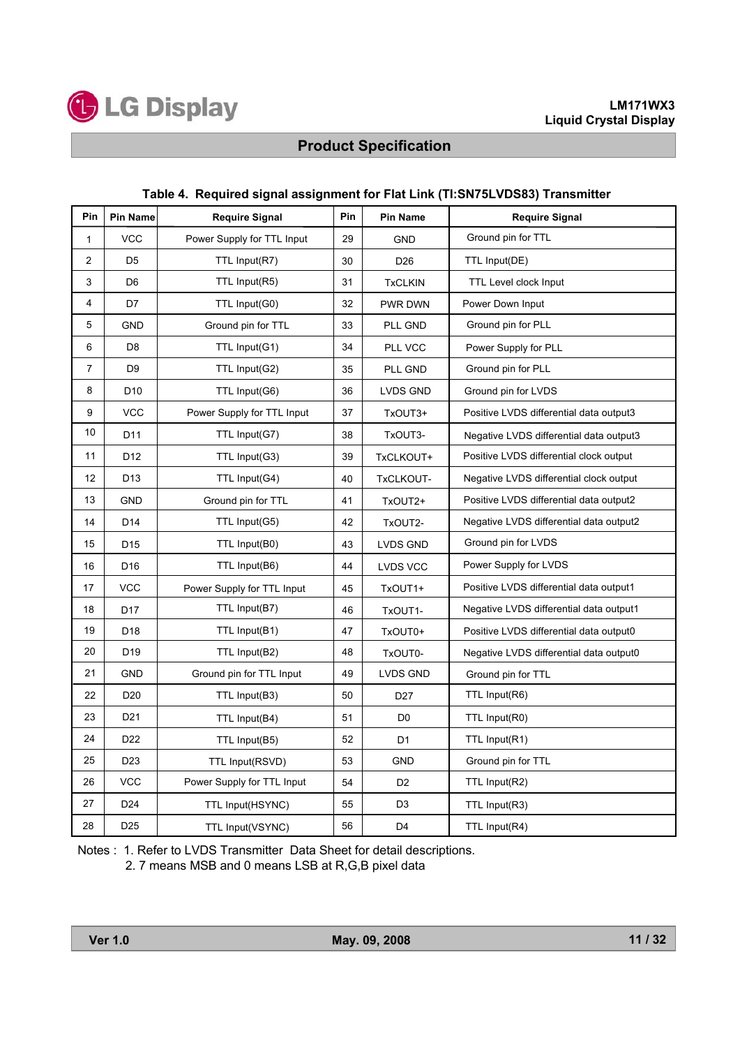**Table 4. Required signal assignment for Flat Link (TI:SN75LVDS83) Transmitter**

| Pin | Pin Name | Require Signal | Pin | Pin Name | Require Signal |
|---|---|---|---|---|---|
| 1 | VCC | Power Supply for TTL Input | 29 | GND | Ground pin for TTL |
| 2 | D5 | TTL Input(R7) | 30 | D26 | TTL Input(DE) |
| 3 | D6 | TTL Input(R5) | 31 | TxCLKIN | TTL Level clock Input |
| 4 | D7 | TTL Input(G0) | 32 | PWR DWN | Power Down Input |
| 5 | GND | Ground pin for TTL | 33 | PLL GND | Ground pin for PLL |
| 6 | D8 | TTL Input(G1) | 34 | PLL VCC | Power Supply for PLL |
| 7 | D9 | TTL Input(G2) | 35 | PLL GND | Ground pin for PLL |
| 8 | D10 | TTL Input(G6) | 36 | LVDS GND | Ground pin for LVDS |
| 9 | VCC | Power Supply for TTL Input | 37 | TxOUT3+ | Positive LVDS differential data output3 |
| 10 | D11 | TTL Input(G7) | 38 | TxOUT3- | Negative LVDS differential data output3 |
| 11 | D12 | TTL Input(G3) | 39 | TxCLKOUT+ | Positive LVDS differential clock output |
| 12 | D13 | TTL Input(G4) | 40 | TxCLKOUT- | Negative LVDS differential clock output |
| 13 | GND | Ground pin for TTL | 41 | TxOUT2+ | Positive LVDS differential data output2 |
| 14 | D14 | TTL Input(G5) | 42 | TxOUT2- | Negative LVDS differential data output2 |
| 15 | D15 | TTL Input(B0) | 43 | LVDS GND | Ground pin for LVDS |
| 16 | D16 | TTL Input(B6) | 44 | LVDS VCC | Power Supply for LVDS |
| 17 | VCC | Power Supply for TTL Input | 45 | TxOUT1+ | Positive LVDS differential data output1 |
| 18 | D17 | TTL Input(B7) | 46 | TxOUT1- | Negative LVDS differential data output1 |
| 19 | D18 | TTL Input(B1) | 47 | TxOUT0+ | Positive LVDS differential data output0 |
| 20 | D19 | TTL Input(B2) | 48 | TxOUT0- | Negative LVDS differential data output0 |
| 21 | GND | Ground pin for TTL Input | 49 | LVDS GND | Ground pin for TTL |
| 22 | D20 | TTL Input(B3) | 50 | D27 | TTL Input(R6) |
| 23 | D21 | TTL Input(B4) | 51 | D0 | TTL Input(R0) |
| 24 | D22 | TTL Input(B5) | 52 | D1 | TTL Input(R1) |
| 25 | D23 | TTL Input(RSVD) | 53 | GND | Ground pin for TTL |
| 26 | VCC | Power Supply for TTL Input | 54 | D2 | TTL Input(R2) |
| 27 | D24 | TTL Input(HSYNC) | 55 | D3 | TTL Input(R3) |
| 28 | D25 | TTL Input(VSYNC) | 56 | D4 | TTL Input(R4) |

Notes : 1. Refer to LVDS Transmitter Data Sheet for detail descriptions.
2. 7 means MSB and 0 means LSB at R,G,B pixel data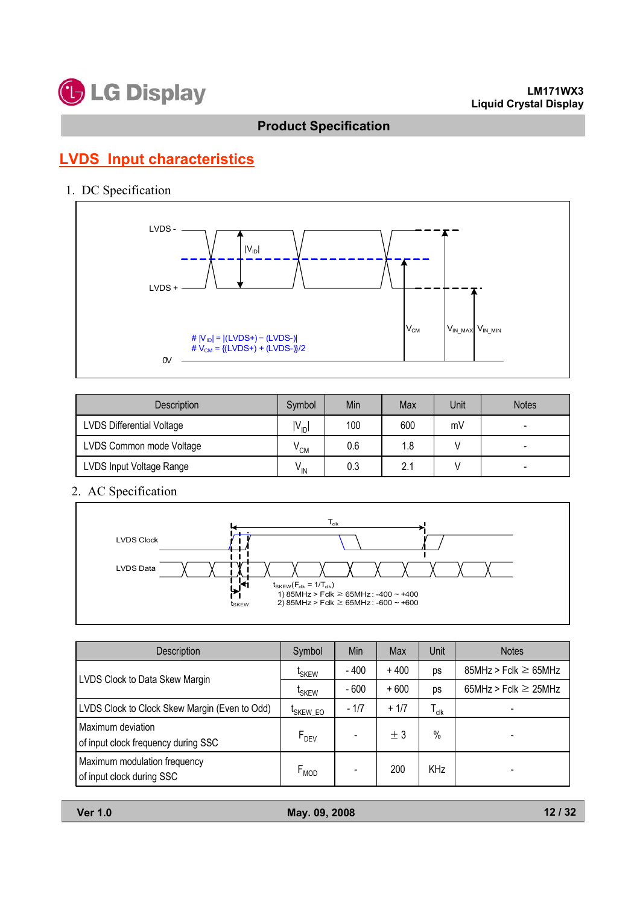## LVDS Input characteristics

### 1. DC Specification

LVDS -

LVDS +

$|V_{ID}|$

$V_{CM}$ $V_{IN\_MAX}$ $V_{IN\_MIN}$

# $|V_{ID}| = |(LVDS+) - (LVDS-)|$
# $V_{CM} = \{(LVDS+) + (LVDS-)\}/2$

0V

| Description | Symbol | Min | Max | Unit | Notes |
|---|---|---|---|---|---|
| LVDS Differential Voltage | $\lvert V_{ID}\rvert$ | 100 | 600 | mV | - |
| LVDS Common mode Voltage | $V_{CM}$ | 0.6 | 1.8 | V | - |
| LVDS Input Voltage Range | $V_{IN}$ | 0.3 | 2.1 | V | - |

### 2. AC Specification

LVDS Clock

LVDS Data

$T_{clk}$

$t_{SKEW}$

$t_{SKEW}$($F_{clk}$ = 1/$T_{clk}$)
1) 85MHz > Fclk ≥ 65MHz : -400 ~ +400
2) 85MHz > Fclk ≥ 65MHz : -600 ~ +600

| Description | Symbol | Min | Max | Unit | Notes |
|---|---|---|---|---|---|
| LVDS Clock to Data Skew Margin | $t_{SKEW}$ | - 400 | + 400 | ps | 85MHz > Fclk ≥ 65MHz |
| | $t_{SKEW}$ | - 600 | + 600 | ps | 65MHz > Fclk ≥ 25MHz |
| LVDS Clock to Clock Skew Margin (Even to Odd) | $t_{SKEW\_EO}$ | - 1/7 | + 1/7 | $T_{clk}$ | - |
| Maximum deviation of input clock frequency during SSC | $F_{DEV}$ | - | ± 3 | % | - |
| Maximum modulation frequency of input clock during SSC | $F_{MOD}$ | - | 200 | KHz | - |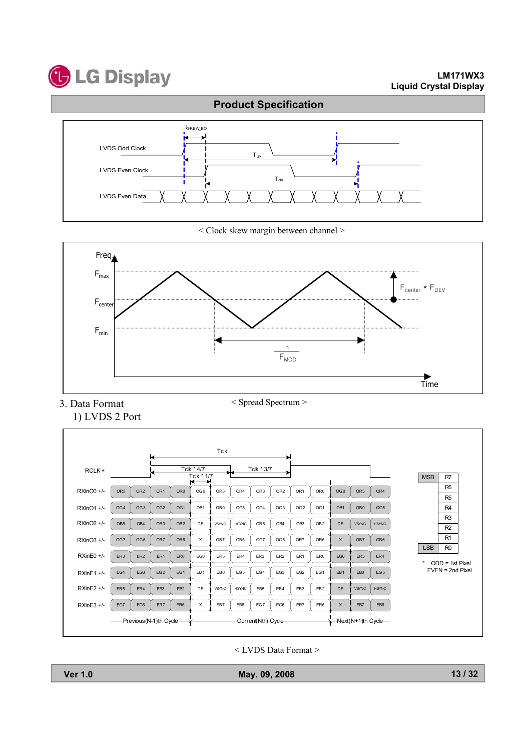< Clock skew margin between channel >

< Spread Spectrum >

3. Data Format

1) LVDS 2 Port

| Signal | Previous(N-1)th Cycle | | | | Current(Nth) Cycle | | | | | | | | Next(N+1)th Cycle | | | |
|---|---|---|---|---|---|---|---|---|---|---|---|---|---|---|---|---|
| RXinO0 +/- | OR3 | OR2 | OR1 | OR0 | OG0 | OR5 | OR4 | OR3 | OR2 | OR1 | OR0 | OG0 | OR5 | OR4 |
| RXinO1 +/- | OG4 | OG3 | OG2 | OG1 | OB1 | OB0 | OG5 | OG4 | OG3 | OG2 | OG1 | OB1 | OB0 | OG5 |
| RXinO2 +/- | OB5 | OB4 | OB3 | OB2 | DE | VSYNC | HSYNC | OB5 | OB4 | OB3 | OB2 | DE | VSYNC | HSYNC |
| RXinO3 +/- | OG7 | OG6 | OR7 | OR6 | X | OB7 | OB6 | OG7 | OG6 | OR7 | OR6 | X | OB7 | OB6 |
| RXinE0 +/- | ER3 | ER2 | ER1 | ER0 | EG0 | ER5 | ER4 | ER3 | ER2 | ER1 | ER0 | EG0 | ER5 | ER4 |
| RXinE1 +/- | EG4 | EG3 | EG2 | EG1 | EB1 | EB0 | EG5 | EG4 | EG3 | EG2 | EG1 | EB1 | EB0 | EG5 |
| RXinE2 +/- | EB5 | EB4 | EB3 | EB2 | DE | VSYNC | HSYNC | EB5 | EB4 | EB3 | EB2 | DE | VSYNC | HSYNC |
| RXinE3 +/- | EG7 | EG6 | ER7 | ER6 | X | EB7 | EB6 | EG7 | EG6 | ER7 | ER6 | X | EB7 | EB6 |

RCLK+ : Tclk, Tclk * 4/7, Tclk * 3/7, Tclk * 1/7

| | |
|---|---|
| MSB | R7 |
| | R6 |
| | R5 |
| | R4 |
| | R3 |
| | R2 |
| | R1 |
| LSB | R0 |

\* ODD = 1st Pixel
EVEN = 2nd Pixel

< LVDS Data Format >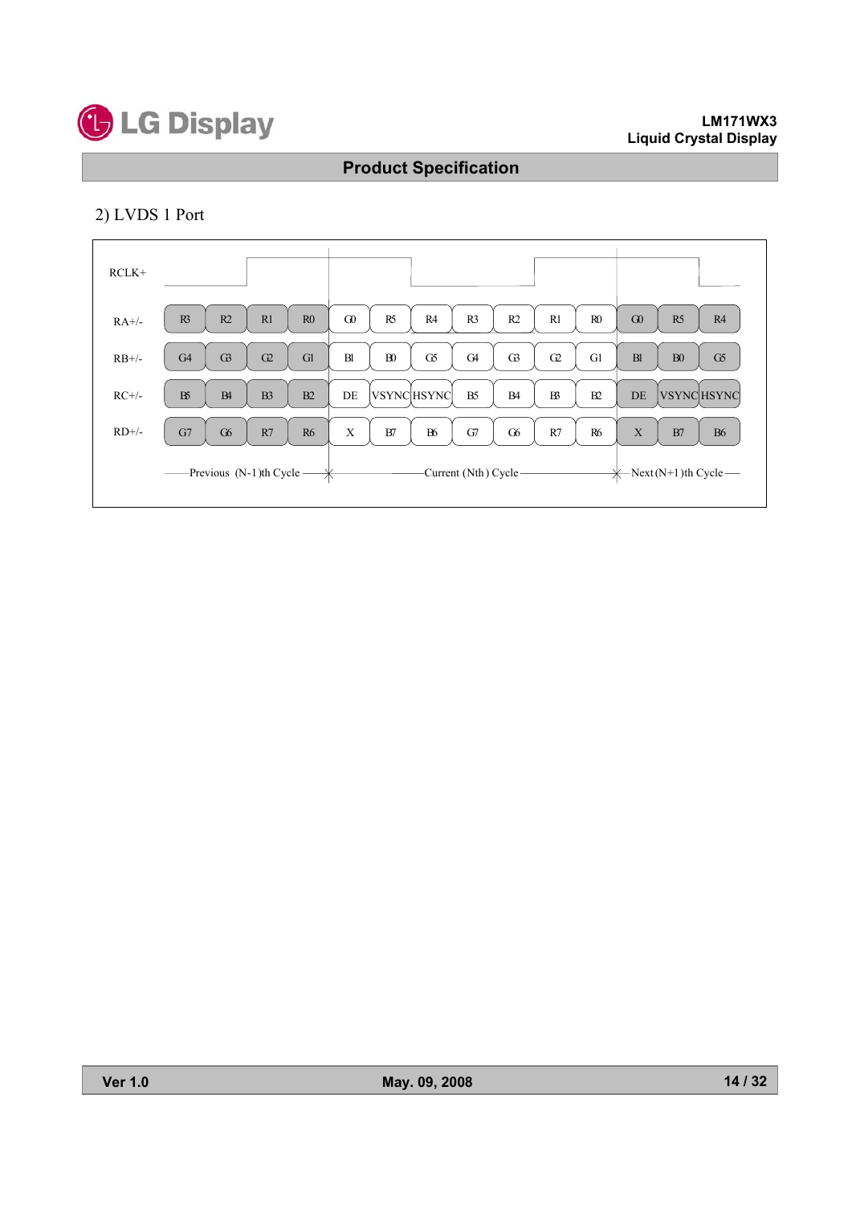2) LVDS 1 Port

| Signal | Previous (N-1)th Cycle | | | | Current (Nth) Cycle | | | | | | | Next (N+1)th Cycle | | |
|---|---|---|---|---|---|---|---|---|---|---|---|---|---|---|
| RA+/- | R3 | R2 | R1 | R0 | G0 | R5 | R4 | R3 | R2 | R1 | R0 | G0 | R5 | R4 |
| RB+/- | G4 | G3 | G2 | G1 | B1 | B0 | G5 | G4 | G3 | G2 | G1 | B1 | B0 | G5 |
| RC+/- | B5 | B4 | B3 | B2 | DE | VSYNC | HSYNC | B5 | B4 | B3 | B2 | DE | VSYNC | HSYNC |
| RD+/- | G7 | G6 | R7 | R6 | X | B7 | B6 | G7 | G6 | R7 | R6 | X | B7 | B6 |

RCLK+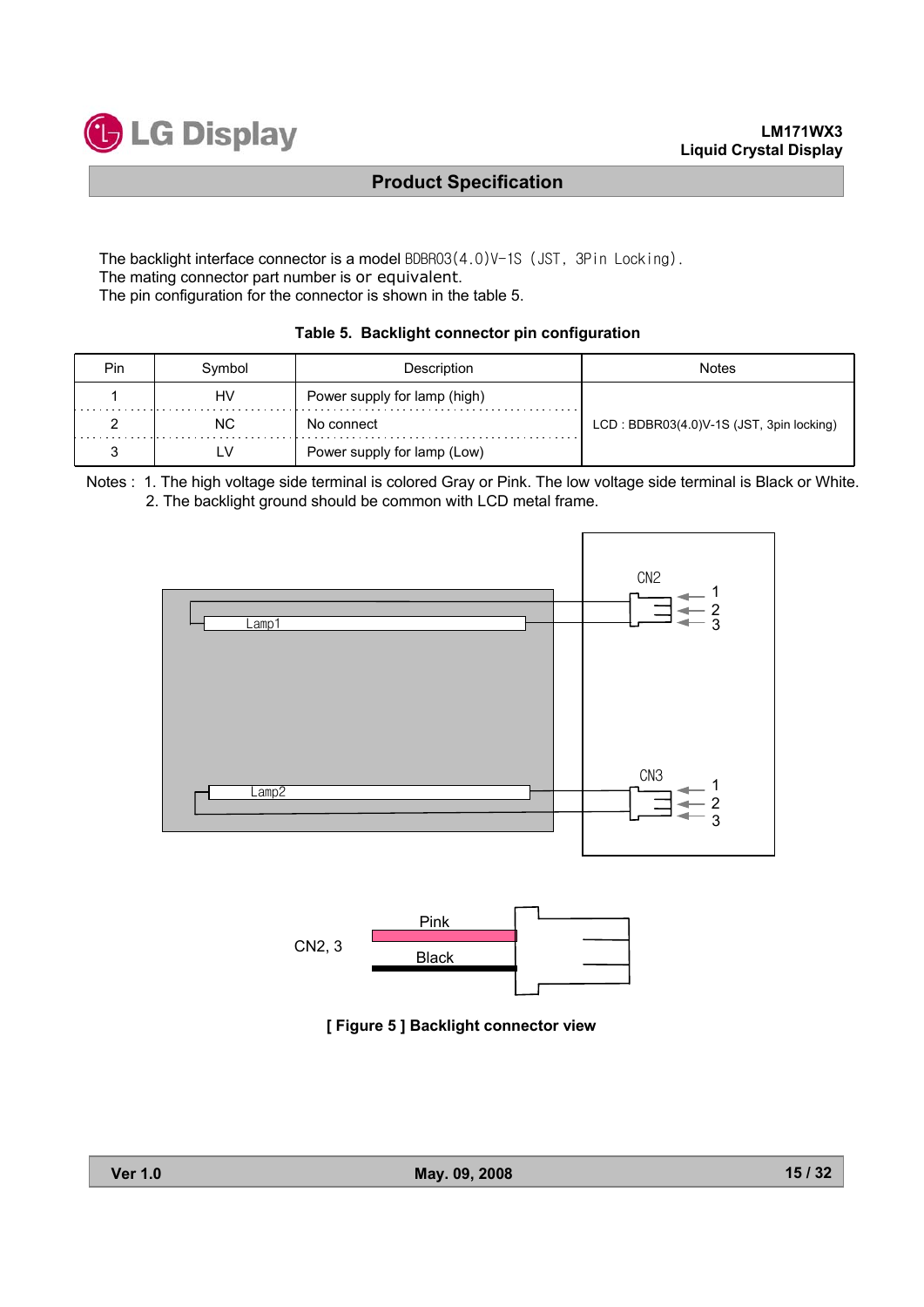The backlight interface connector is a model BDBR03(4.0)V-1S (JST, 3Pin Locking).
The mating connector part number is or equivalent.
The pin configuration for the connector is shown in the table 5.

**Table 5. Backlight connector pin configuration**

| Pin | Symbol | Description | Notes |
|---|---|---|---|
| 1 | HV | Power supply for lamp (high) | LCD : BDBR03(4.0)V-1S (JST, 3pin locking) |
| 2 | NC | No connect | |
| 3 | LV | Power supply for lamp (Low) | |

Notes : 1. The high voltage side terminal is colored Gray or Pink. The low voltage side terminal is Black or White.
2. The backlight ground should be common with LCD metal frame.

**[ Figure 5 ] Backlight connector view**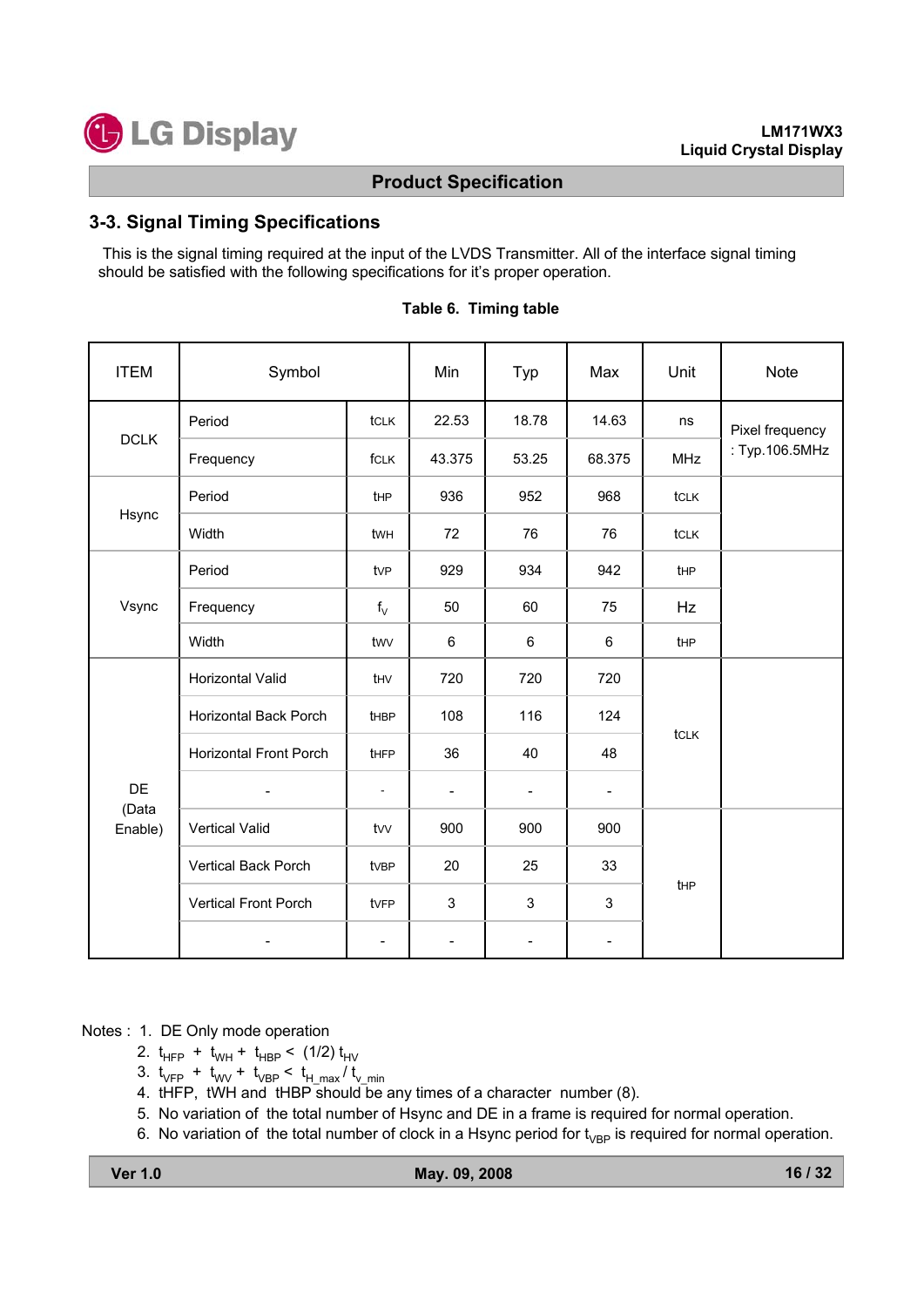## 3-3. Signal Timing Specifications

This is the signal timing required at the input of the LVDS Transmitter. All of the interface signal timing should be satisfied with the following specifications for it's proper operation.

**Table 6. Timing table**

| ITEM | Symbol | | Min | Typ | Max | Unit | Note |
|---|---|---|---|---|---|---|---|
| DCLK | Period | tCLK | 22.53 | 18.78 | 14.63 | ns | Pixel frequency : Typ.106.5MHz |
| | Frequency | fCLK | 43.375 | 53.25 | 68.375 | MHz | |
| Hsync | Period | tHP | 936 | 952 | 968 | tCLK | |
| | Width | tWH | 72 | 76 | 76 | tCLK | |
| Vsync | Period | tVP | 929 | 934 | 942 | tHP | |
| | Frequency | $f_V$ | 50 | 60 | 75 | Hz | |
| | Width | tWV | 6 | 6 | 6 | tHP | |
| DE (Data Enable) | Horizontal Valid | tHV | 720 | 720 | 720 | tCLK | |
| | Horizontal Back Porch | tHBP | 108 | 116 | 124 | | |
| | Horizontal Front Porch | tHFP | 36 | 40 | 48 | | |
| | - | - | - | - | - | | |
| | Vertical Valid | tVV | 900 | 900 | 900 | tHP | |
| | Vertical Back Porch | tVBP | 20 | 25 | 33 | | |
| | Vertical Front Porch | tVFP | 3 | 3 | 3 | | |
| | - | - | - | - | - | | |

Notes : 1. DE Only mode operation

2. $t_{HFP} + t_{WH} + t_{HBP} < (1/2)\, t_{HV}$
3. $t_{VFP} + t_{WV} + t_{VBP} < t_{H\_max} / t_{v\_min}$
4. tHFP, tWH and tHBP should be any times of a character number (8).
5. No variation of the total number of Hsync and DE in a frame is required for normal operation.
6. No variation of the total number of clock in a Hsync period for $t_{VBP}$ is required for normal operation.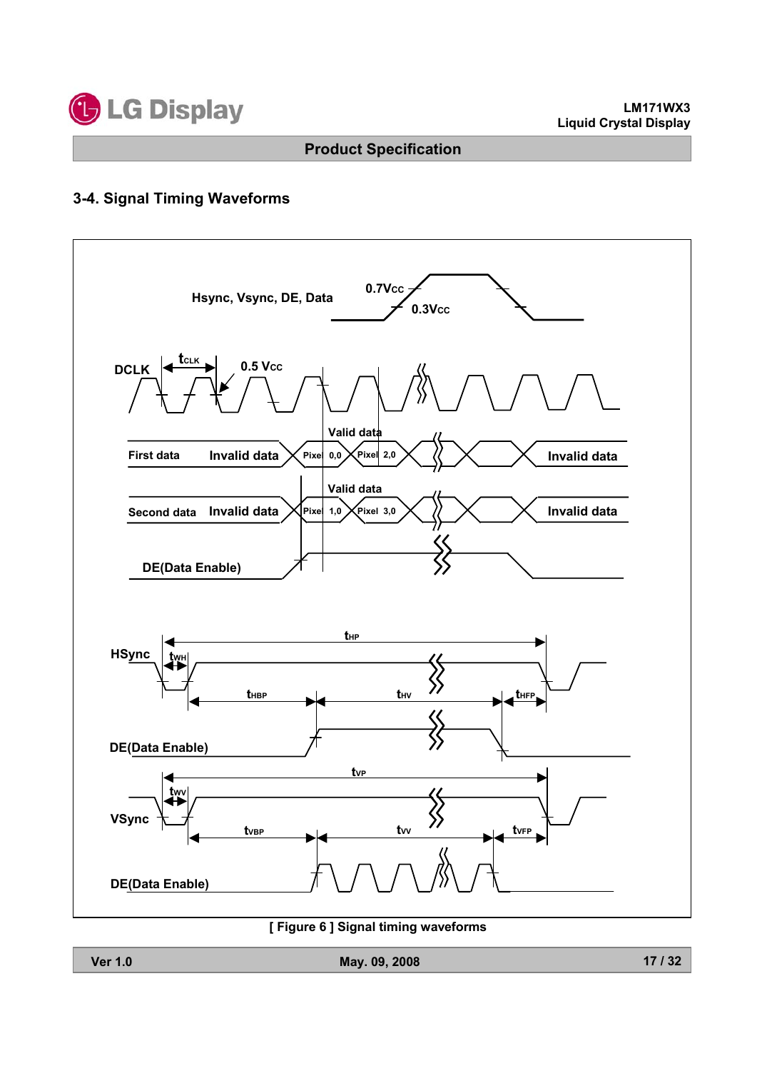## 3-4. Signal Timing Waveforms

Hsync, Vsync, DE, Data — 0.7Vcc, 0.3Vcc

DCLK — $t_{CLK}$, 0.5 Vcc

First data: Invalid data | Valid data: Pixel 0,0 | Pixel 2,0 | Invalid data

Second data: Invalid data | Valid data: Pixel 1,0 | Pixel 3,0 | Invalid data

DE(Data Enable)

HSync — $t_{HP}$, $t_{WH}$, $t_{HBP}$, $t_{HV}$, $t_{HFP}$

DE(Data Enable)

VSync — $t_{VP}$, $t_{WV}$, $t_{VBP}$, $t_{VV}$, $t_{VFP}$

DE(Data Enable)

[ Figure 6 ] Signal timing waveforms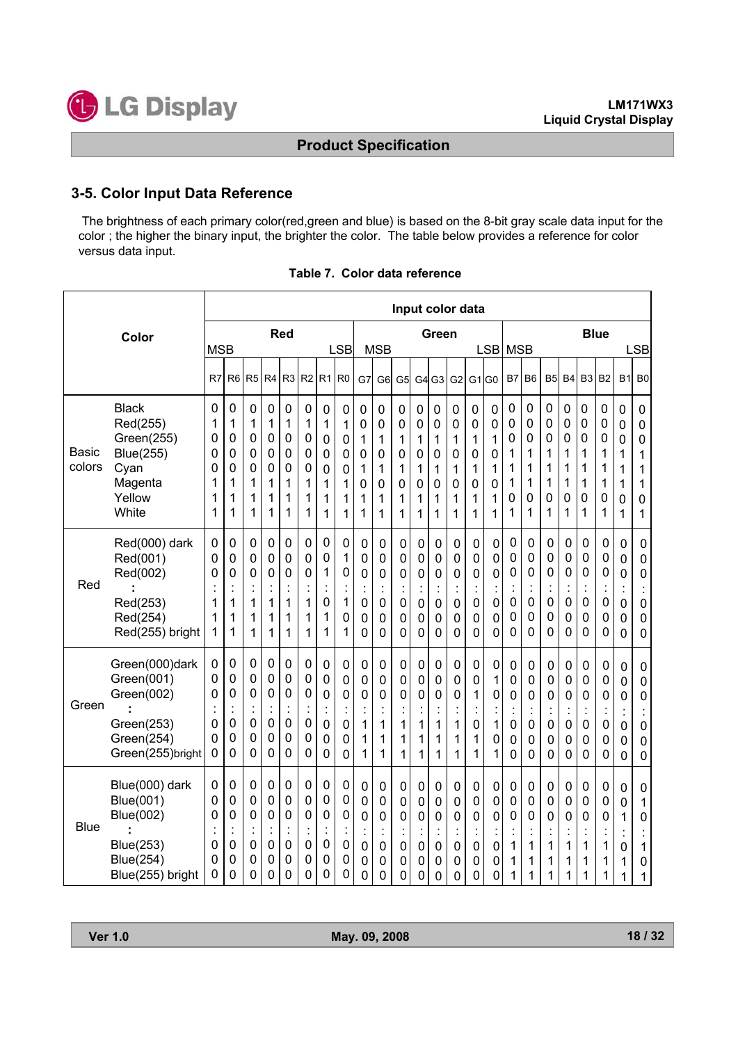## 3-5. Color Input Data Reference

The brightness of each primary color(red,green and blue) is based on the 8-bit gray scale data input for the color ; the higher the binary input, the brighter the color. The table below provides a reference for color versus data input.

**Table 7. Color data reference**

| Color | | Red | | | | | | | | Green | | | | | | | | Blue | | | | | | | |
|---|---|---|---|---|---|---|---|---|---|---|---|---|---|---|---|---|---|---|---|---|---|---|---|---|---|
| | | MSB | | | | | | | LSB | MSB | | | | | | | LSB | MSB | | | | | | | LSB |
| | | R7 | R6 | R5 | R4 | R3 | R2 | R1 | R0 | G7 | G6 | G5 | G4 | G3 | G2 | G1 | G0 | B7 | B6 | B5 | B4 | B3 | B2 | B1 | B0 |
| Basic colors | Black | 0 | 0 | 0 | 0 | 0 | 0 | 0 | 0 | 0 | 0 | 0 | 0 | 0 | 0 | 0 | 0 | 0 | 0 | 0 | 0 | 0 | 0 | 0 | 0 |
| | Red(255) | 1 | 1 | 1 | 1 | 1 | 1 | 1 | 1 | 0 | 0 | 0 | 0 | 0 | 0 | 0 | 0 | 0 | 0 | 0 | 0 | 0 | 0 | 0 | 0 |
| | Green(255) | 0 | 0 | 0 | 0 | 0 | 0 | 0 | 0 | 1 | 1 | 1 | 1 | 1 | 1 | 1 | 1 | 0 | 0 | 0 | 0 | 0 | 0 | 0 | 0 |
| | Blue(255) | 0 | 0 | 0 | 0 | 0 | 0 | 0 | 0 | 0 | 0 | 0 | 0 | 0 | 0 | 0 | 0 | 1 | 1 | 1 | 1 | 1 | 1 | 1 | 1 |
| | Cyan | 0 | 0 | 0 | 0 | 0 | 0 | 0 | 0 | 1 | 1 | 1 | 1 | 1 | 1 | 1 | 1 | 1 | 1 | 1 | 1 | 1 | 1 | 1 | 1 |
| | Magenta | 1 | 1 | 1 | 1 | 1 | 1 | 1 | 1 | 0 | 0 | 0 | 0 | 0 | 0 | 0 | 0 | 1 | 1 | 1 | 1 | 1 | 1 | 1 | 1 |
| | Yellow | 1 | 1 | 1 | 1 | 1 | 1 | 1 | 1 | 1 | 1 | 1 | 1 | 1 | 1 | 1 | 1 | 0 | 0 | 0 | 0 | 0 | 0 | 0 | 0 |
| | White | 1 | 1 | 1 | 1 | 1 | 1 | 1 | 1 | 1 | 1 | 1 | 1 | 1 | 1 | 1 | 1 | 1 | 1 | 1 | 1 | 1 | 1 | 1 | 1 |
| Red | Red(000) dark | 0 | 0 | 0 | 0 | 0 | 0 | 0 | 0 | 0 | 0 | 0 | 0 | 0 | 0 | 0 | 0 | 0 | 0 | 0 | 0 | 0 | 0 | 0 | 0 |
| | Red(001) | 0 | 0 | 0 | 0 | 0 | 0 | 0 | 1 | 0 | 0 | 0 | 0 | 0 | 0 | 0 | 0 | 0 | 0 | 0 | 0 | 0 | 0 | 0 | 0 |
| | Red(002) | 0 | 0 | 0 | 0 | 0 | 0 | 1 | 0 | 0 | 0 | 0 | 0 | 0 | 0 | 0 | 0 | 0 | 0 | 0 | 0 | 0 | 0 | 0 | 0 |
| | : | : | : | : | : | : | : | : | : | : | : | : | : | : | : | : | : | : | : | : | : | : | : | : | : |
| | Red(253) | 1 | 1 | 1 | 1 | 1 | 1 | 0 | 1 | 0 | 0 | 0 | 0 | 0 | 0 | 0 | 0 | 0 | 0 | 0 | 0 | 0 | 0 | 0 | 0 |
| | Red(254) | 1 | 1 | 1 | 1 | 1 | 1 | 1 | 0 | 0 | 0 | 0 | 0 | 0 | 0 | 0 | 0 | 0 | 0 | 0 | 0 | 0 | 0 | 0 | 0 |
| | Red(255) bright | 1 | 1 | 1 | 1 | 1 | 1 | 1 | 1 | 0 | 0 | 0 | 0 | 0 | 0 | 0 | 0 | 0 | 0 | 0 | 0 | 0 | 0 | 0 | 0 |
| Green | Green(000)dark | 0 | 0 | 0 | 0 | 0 | 0 | 0 | 0 | 0 | 0 | 0 | 0 | 0 | 0 | 0 | 0 | 0 | 0 | 0 | 0 | 0 | 0 | 0 | 0 |
| | Green(001) | 0 | 0 | 0 | 0 | 0 | 0 | 0 | 0 | 0 | 0 | 0 | 0 | 0 | 0 | 0 | 1 | 0 | 0 | 0 | 0 | 0 | 0 | 0 | 0 |
| | Green(002) | 0 | 0 | 0 | 0 | 0 | 0 | 0 | 0 | 0 | 0 | 0 | 0 | 0 | 0 | 1 | 0 | 0 | 0 | 0 | 0 | 0 | 0 | 0 | 0 |
| | : | : | : | : | : | : | : | : | : | : | : | : | : | : | : | : | : | : | : | : | : | : | : | : | : |
| | Green(253) | 0 | 0 | 0 | 0 | 0 | 0 | 0 | 0 | 1 | 1 | 1 | 1 | 1 | 1 | 0 | 1 | 0 | 0 | 0 | 0 | 0 | 0 | 0 | 0 |
| | Green(254) | 0 | 0 | 0 | 0 | 0 | 0 | 0 | 0 | 1 | 1 | 1 | 1 | 1 | 1 | 1 | 0 | 0 | 0 | 0 | 0 | 0 | 0 | 0 | 0 |
| | Green(255)bright | 0 | 0 | 0 | 0 | 0 | 0 | 0 | 0 | 1 | 1 | 1 | 1 | 1 | 1 | 1 | 1 | 0 | 0 | 0 | 0 | 0 | 0 | 0 | 0 |
| Blue | Blue(000) dark | 0 | 0 | 0 | 0 | 0 | 0 | 0 | 0 | 0 | 0 | 0 | 0 | 0 | 0 | 0 | 0 | 0 | 0 | 0 | 0 | 0 | 0 | 0 | 0 |
| | Blue(001) | 0 | 0 | 0 | 0 | 0 | 0 | 0 | 0 | 0 | 0 | 0 | 0 | 0 | 0 | 0 | 0 | 0 | 0 | 0 | 0 | 0 | 0 | 0 | 1 |
| | Blue(002) | 0 | 0 | 0 | 0 | 0 | 0 | 0 | 0 | 0 | 0 | 0 | 0 | 0 | 0 | 0 | 0 | 0 | 0 | 0 | 0 | 0 | 0 | 1 | 0 |
| | : | : | : | : | : | : | : | : | : | : | : | : | : | : | : | : | : | : | : | : | : | : | : | : | : |
| | Blue(253) | 0 | 0 | 0 | 0 | 0 | 0 | 0 | 0 | 0 | 0 | 0 | 0 | 0 | 0 | 0 | 0 | 1 | 1 | 1 | 1 | 1 | 1 | 0 | 1 |
| | Blue(254) | 0 | 0 | 0 | 0 | 0 | 0 | 0 | 0 | 0 | 0 | 0 | 0 | 0 | 0 | 0 | 0 | 1 | 1 | 1 | 1 | 1 | 1 | 1 | 0 |
| | Blue(255) bright | 0 | 0 | 0 | 0 | 0 | 0 | 0 | 0 | 0 | 0 | 0 | 0 | 0 | 0 | 0 | 0 | 1 | 1 | 1 | 1 | 1 | 1 | 1 | 1 |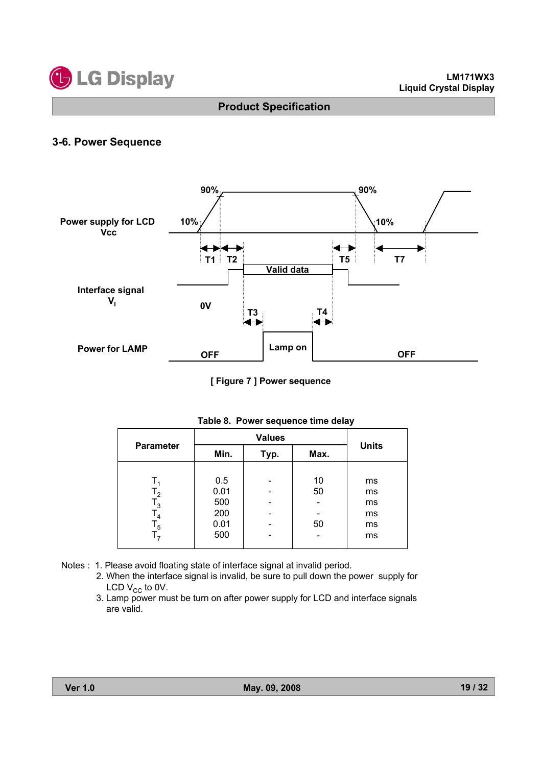## 3-6. Power Sequence

Power supply for LCD Vcc

Interface signal $V_I$

Power for LAMP

[ Figure 7 ] Power sequence

Table 8. Power sequence time delay

| Parameter | Values | | | Units |
|---|---|---|---|---|
| | Min. | Typ. | Max. | |
| $T_1$ | 0.5 | - | 10 | ms |
| $T_2$ | 0.01 | - | 50 | ms |
| $T_3$ | 500 | - | - | ms |
| $T_4$ | 200 | - | - | ms |
| $T_5$ | 0.01 | - | 50 | ms |
| $T_7$ | 500 | - | - | ms |

Notes :
1. Please avoid floating state of interface signal at invalid period.
2. When the interface signal is invalid, be sure to pull down the power supply for LCD $V_{CC}$ to 0V.
3. Lamp power must be turn on after power supply for LCD and interface signals are valid.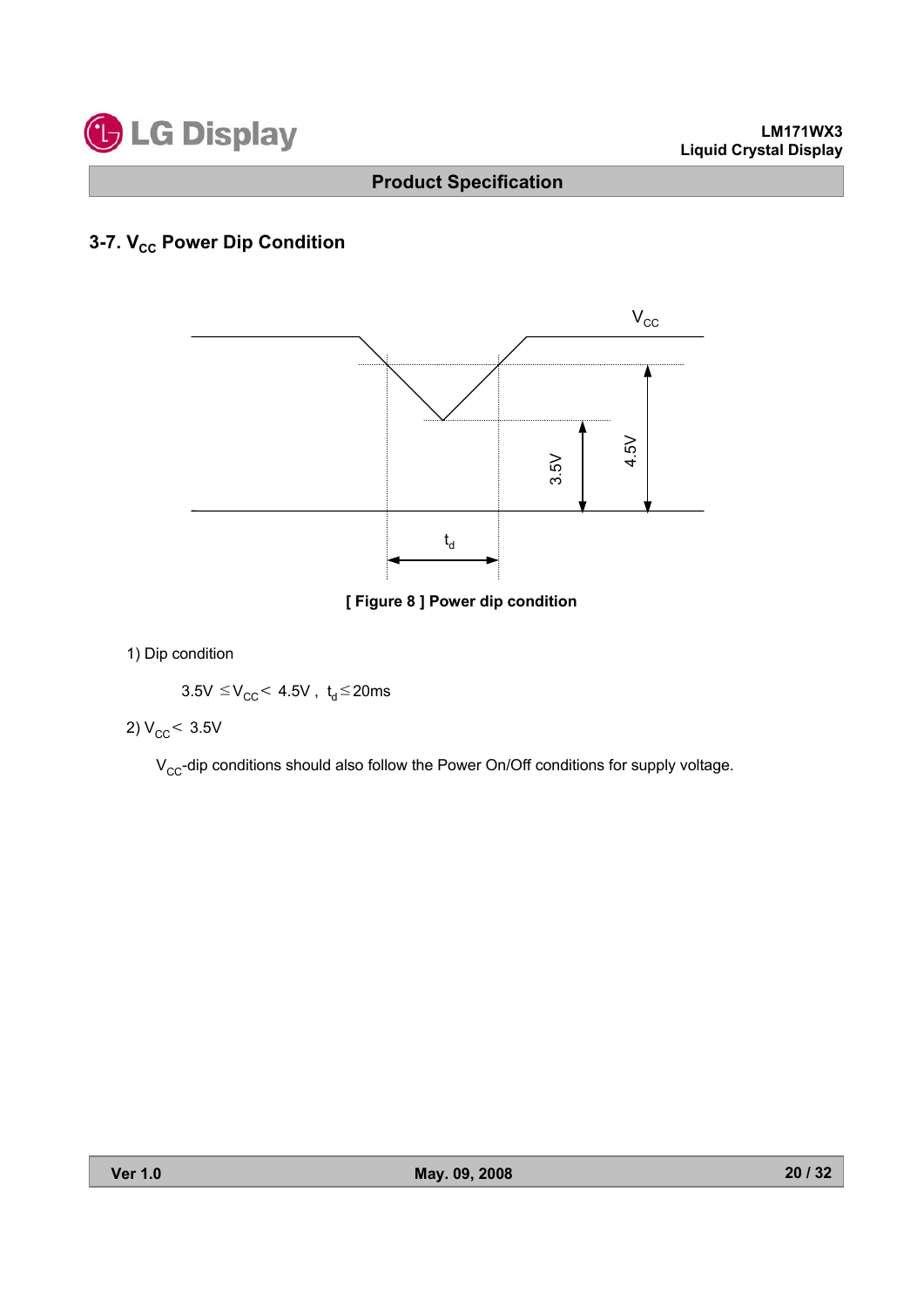### 3-7. $V_{CC}$ Power Dip Condition

[ Figure 8 ] Power dip condition

1) Dip condition

$3.5V \leq V_{CC} < 4.5V$ , $t_d \leq 20ms$

2) $V_{CC} < 3.5V$

$V_{CC}$-dip conditions should also follow the Power On/Off conditions for supply voltage.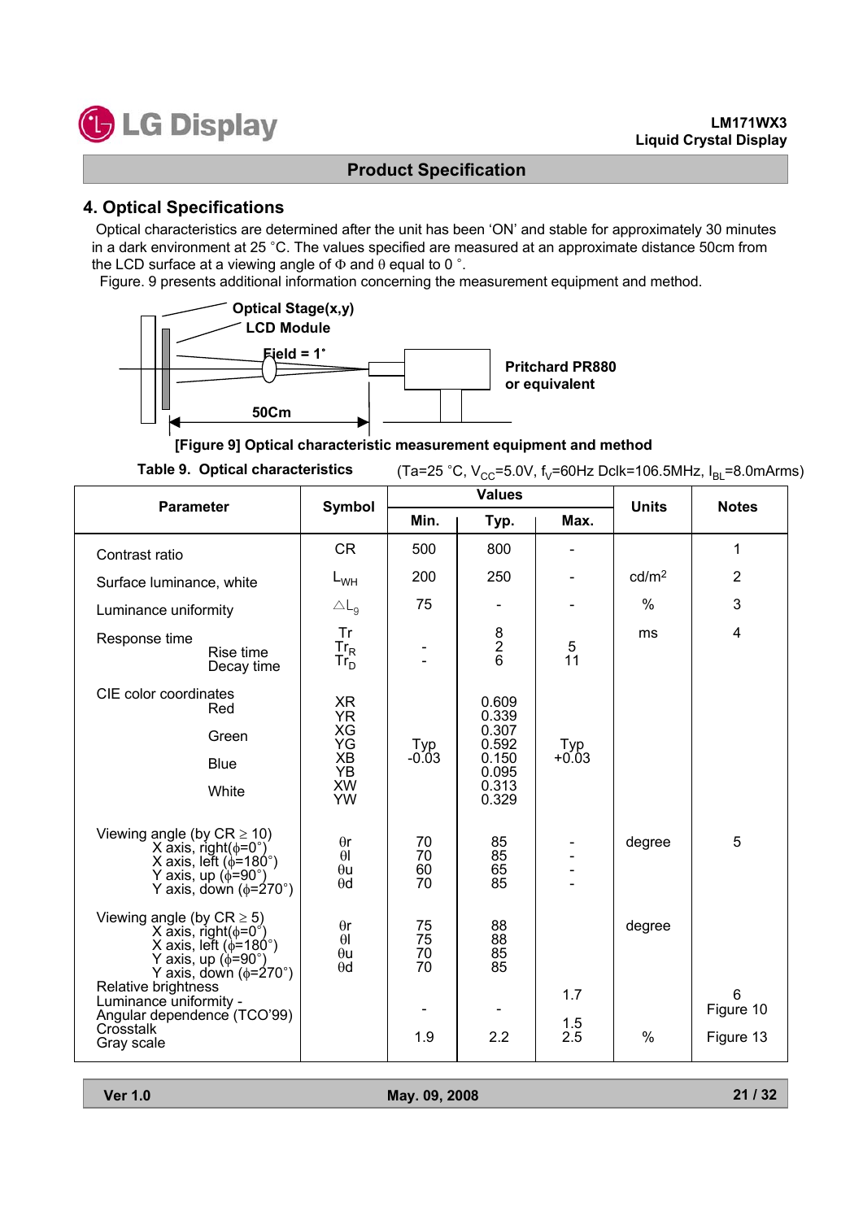## 4. Optical Specifications

Optical characteristics are determined after the unit has been 'ON' and stable for approximately 30 minutes in a dark environment at 25 °C. The values specified are measured at an approximate distance 50cm from the LCD surface at a viewing angle of Φ and θ equal to 0 °.

Figure. 9 presents additional information concerning the measurement equipment and method.

Optical Stage(x,y)
LCD Module
Field = 1˚
Pritchard PR880 or equivalent
50Cm

**[Figure 9] Optical characteristic measurement equipment and method**

**Table 9. Optical characteristics** (Ta=25 °C, $V_{CC}$=5.0V, $f_V$=60Hz Dclk=106.5MHz, $I_{BL}$=8.0mArms)

| Parameter | Symbol | Values | | | Units | Notes |
|---|---|---|---|---|---|---|
| | | Min. | Typ. | Max. | | |
| Contrast ratio | CR | 500 | 800 | - | | 1 |
| Surface luminance, white | $L_{WH}$ | 200 | 250 | - | cd/m² | 2 |
| Luminance uniformity | $\triangle L_9$ | 75 | - | - | % | 3 |
| Response time | Tr | | 8 | | ms | 4 |
| Rise time | $Tr_R$ | - | 2 | 5 | | |
| Decay time | $Tr_D$ | - | 6 | 11 | | |
| CIE color coordinates | | | | | | |
| Red | XR | Typ -0.03 | 0.609 | Typ +0.03 | | |
| | YR | | 0.339 | | | |
| Green | XG | | 0.307 | | | |
| | YG | | 0.592 | | | |
| Blue | XB | | 0.150 | | | |
| | YB | | 0.095 | | | |
| White | XW | | 0.313 | | | |
| | YW | | 0.329 | | | |
| Viewing angle (by CR ≥ 10) | | | | | degree | 5 |
| X axis, right(ϕ=0°) | θr | 70 | 85 | - | | |
| X axis, left (ϕ=180°) | θl | 70 | 85 | - | | |
| Y axis, up (ϕ=90°) | θu | 60 | 65 | - | | |
| Y axis, down (ϕ=270°) | θd | 70 | 85 | - | | |
| Viewing angle (by CR ≥ 5) | | | | | degree | |
| X axis, right(ϕ=0°) | θr | 75 | 88 | | | |
| X axis, left (ϕ=180°) | θl | 75 | 88 | | | |
| Y axis, up (ϕ=90°) | θu | 70 | 85 | | | |
| Y axis, down (ϕ=270°) | θd | 70 | 85 | | | |
| Relative brightness | | | | 1.7 | | 6 |
| Luminance uniformity - Angular dependence (TCO'99) | | - | - | 1.5 | | Figure 10 |
| Crosstalk | | | | 2.5 | | |
| Gray scale | | 1.9 | 2.2 | | % | Figure 13 |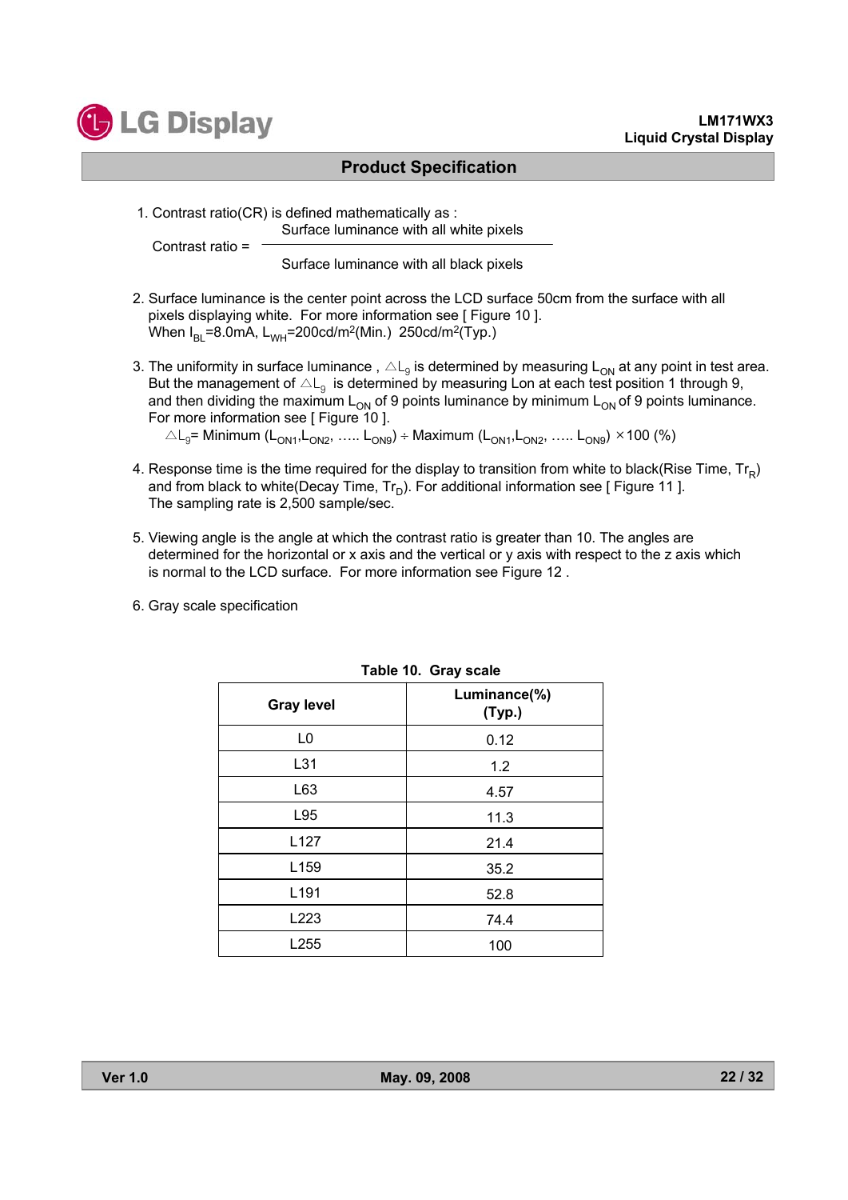1. Contrast ratio(CR) is defined mathematically as :

$$\text{Contrast ratio} = \frac{\text{Surface luminance with all white pixels}}{\text{Surface luminance with all black pixels}}$$

2. Surface luminance is the center point across the LCD surface 50cm from the surface with all pixels displaying white. For more information see [ Figure 10 ].
   When $I_{BL}$=8.0mA, $L_{WH}$=200cd/m$^2$(Min.) 250cd/m$^2$(Typ.)

3. The uniformity in surface luminance , $\triangle L_9$ is determined by measuring $L_{ON}$ at any point in test area. But the management of $\triangle L_9$ is determined by measuring Lon at each test position 1 through 9, and then dividing the maximum $L_{ON}$ of 9 points luminance by minimum $L_{ON}$ of 9 points luminance. For more information see [ Figure 10 ].
   $\triangle L_9$= Minimum ($L_{ON1}$,$L_{ON2}$, ….. $L_{ON9}$) ÷ Maximum ($L_{ON1}$,$L_{ON2}$, ….. $L_{ON9}$) ×100 (%)

4. Response time is the time required for the display to transition from white to black(Rise Time, $Tr_R$) and from black to white(Decay Time, $Tr_D$). For additional information see [ Figure 11 ].
   The sampling rate is 2,500 sample/sec.

5. Viewing angle is the angle at which the contrast ratio is greater than 10. The angles are determined for the horizontal or x axis and the vertical or y axis with respect to the z axis which is normal to the LCD surface. For more information see Figure 12 .

6. Gray scale specification

**Table 10. Gray scale**

| Gray level | Luminance(%) (Typ.) |
|---|---|
| L0 | 0.12 |
| L31 | 1.2 |
| L63 | 4.57 |
| L95 | 11.3 |
| L127 | 21.4 |
| L159 | 35.2 |
| L191 | 52.8 |
| L223 | 74.4 |
| L255 | 100 |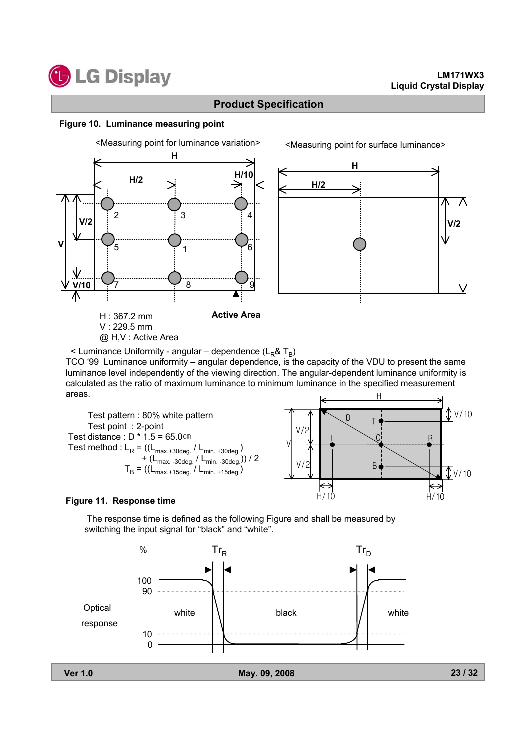### Figure 10. Luminance measuring point

<Measuring point for luminance variation>

<Measuring point for surface luminance>

H : 367.2 mm
V : 229.5 mm
@ H,V : Active Area

< Luminance Uniformity - angular – dependence ($L_R$& $T_B$)

TCO '99 Luminance uniformity – angular dependence, is the capacity of the VDU to present the same luminance level independently of the viewing direction. The angular-dependent luminance uniformity is calculated as the ratio of maximum luminance to minimum luminance in the specified measurement areas.

Test pattern : 80% white pattern
Test point : 2-point
Test distance : D * 1.5 = 65.0㎝
Test method : $L_R = ((L_{max.+30deg.} / L_{min. +30deg.}) + (L_{max. -30deg.} / L_{min. -30deg.})) / 2$
$T_B = ((L_{max.+15deg.} / L_{min. +15deg.})$

### Figure 11. Response time

The response time is defined as the following Figure and shall be measured by switching the input signal for "black" and "white".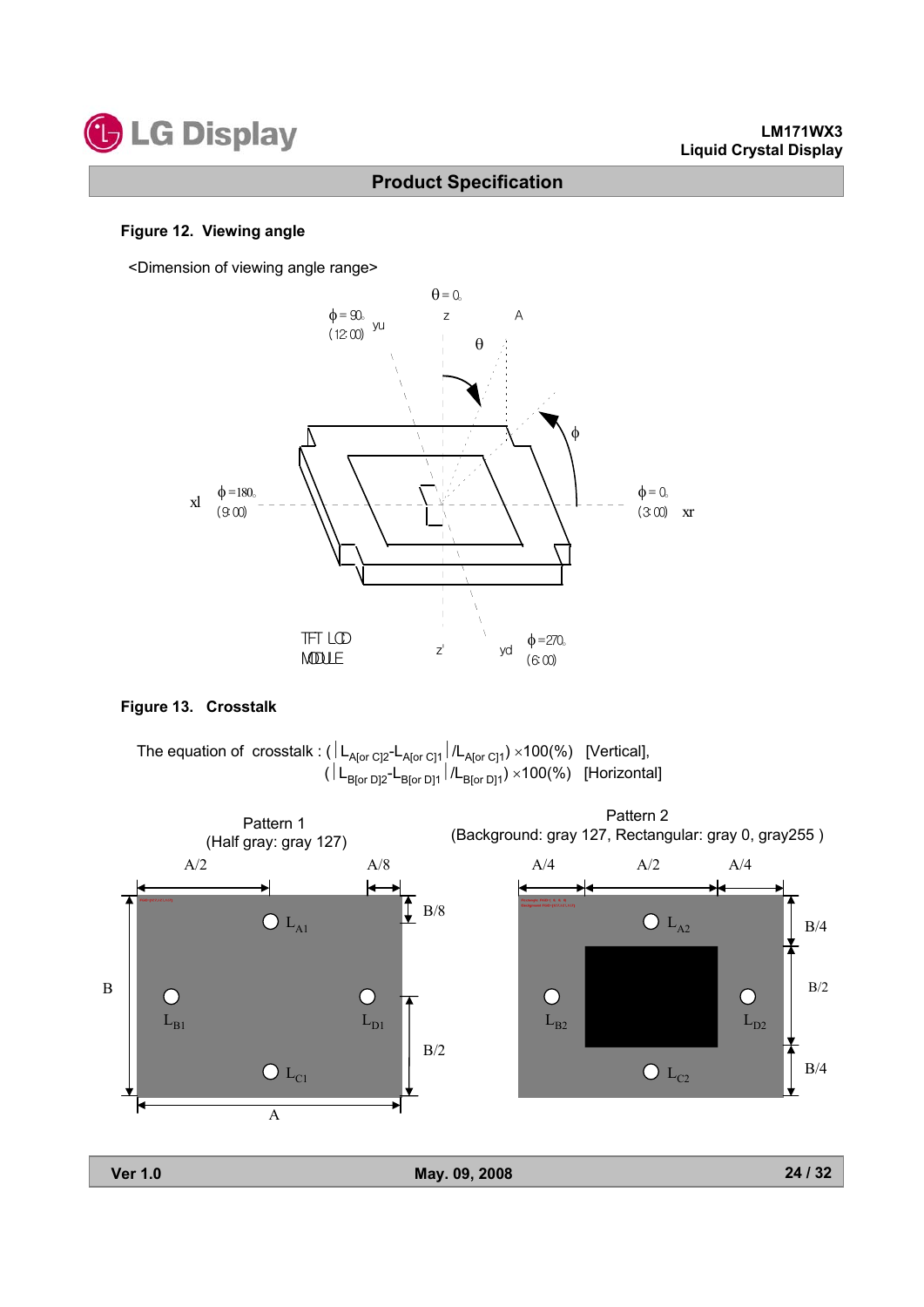**Figure 12. Viewing angle**

<Dimension of viewing angle range>

**Figure 13. Crosstalk**

The equation of crosstalk : $(\left|L_{A[or\ C]2}-L_{A[or\ C]1}\right|/L_{A[or\ C]1})\times100(\%)$ [Vertical],

$(\left|L_{B[or\ D]2}-L_{B[or\ D]1}\right|/L_{B[or\ D]1})\times100(\%)$ [Horizontal]

Pattern 1
(Half gray: gray 127)

Pattern 2
(Background: gray 127, Rectangular: gray 0, gray255 )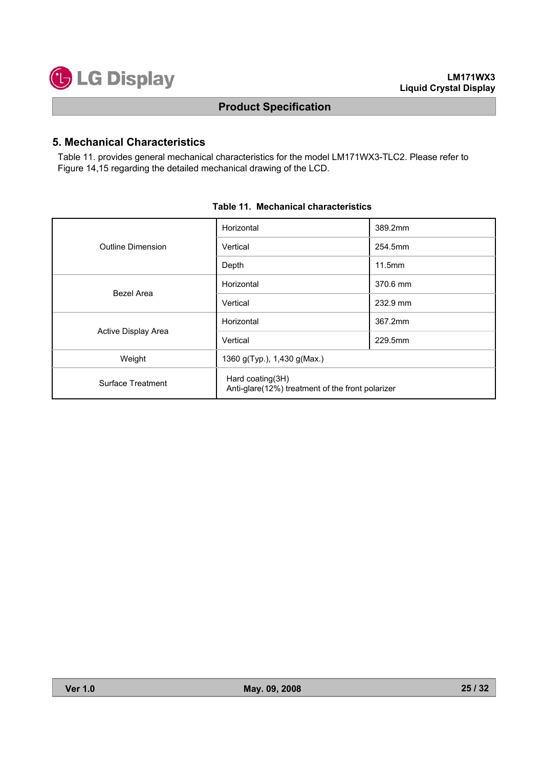## 5. Mechanical Characteristics

Table 11. provides general mechanical characteristics for the model LM171WX3-TLC2. Please refer to Figure 14,15 regarding the detailed mechanical drawing of the LCD.

**Table 11. Mechanical characteristics**

| | | |
|---|---|---|
| Outline Dimension | Horizontal | 389.2mm |
| | Vertical | 254.5mm |
| | Depth | 11.5mm |
| Bezel Area | Horizontal | 370.6 mm |
| | Vertical | 232.9 mm |
| Active Display Area | Horizontal | 367.2mm |
| | Vertical | 229.5mm |
| Weight | 1360 g(Typ.), 1,430 g(Max.) | |
| Surface Treatment | Hard coating(3H)<br>Anti-glare(12%) treatment of the front polarizer | |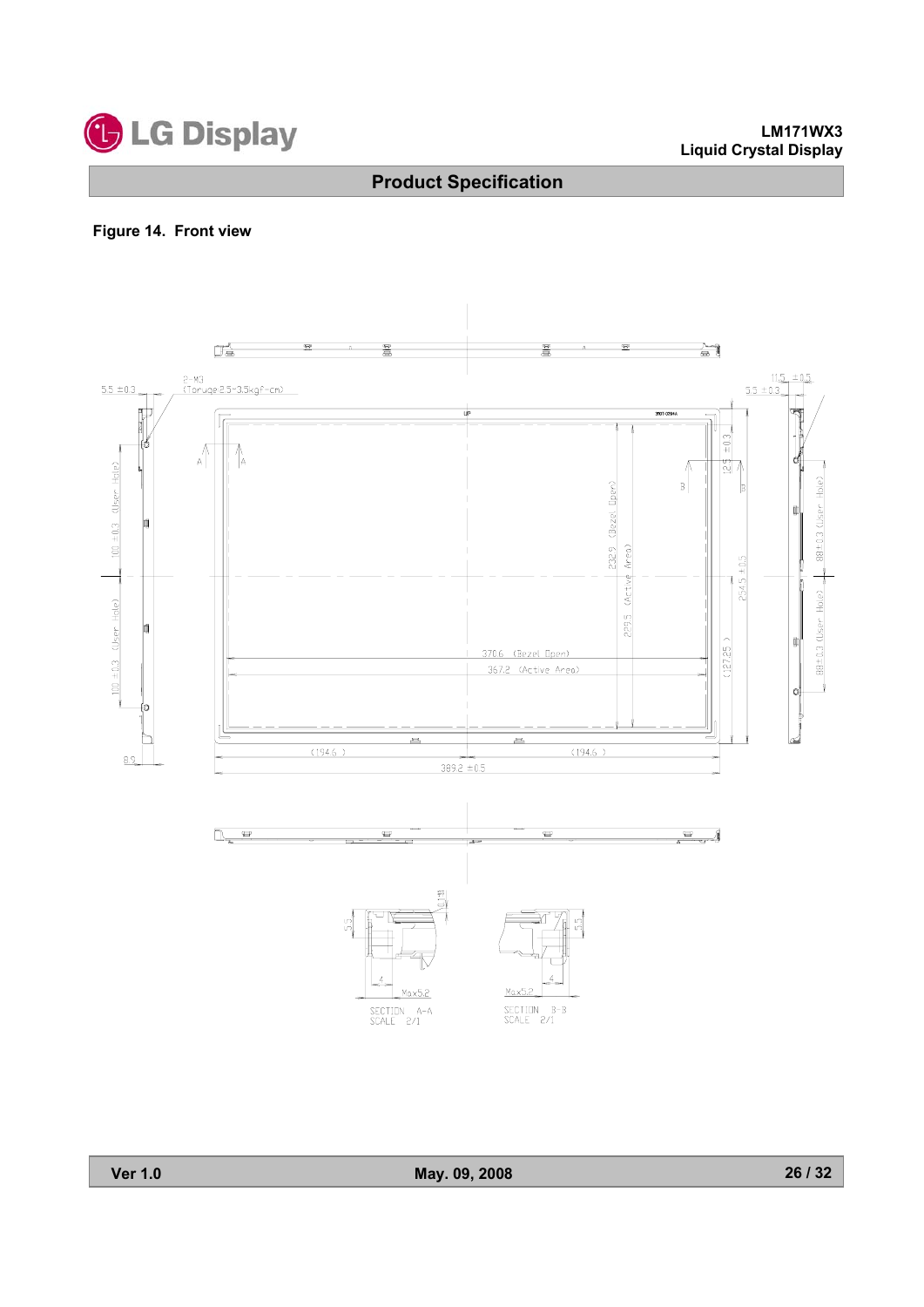**Figure 14. Front view**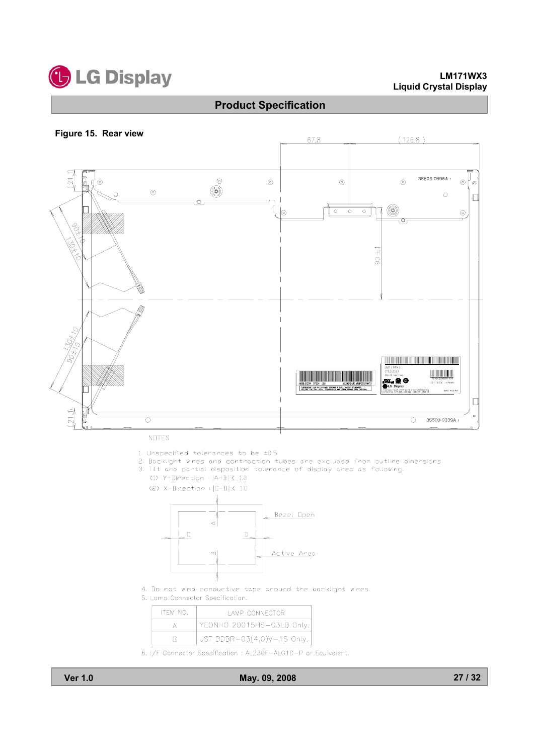**Figure 15. Rear view**

NOTES

1. Unspecified tolerances to be ±0.5
2. Backlight wires and contraction tubes are excluded from outline dimensions.
3. Tilt and partial disposition tolerance of display area as following.
   (1) Y-Direction : |A-B| ≤ 1.0
   (2) X-Direction : |C-D| ≤ 1.0
4. Do not wind conductive tape around the backlight wires.
5. Lamp Connector Specification.

| ITEM NO. | LAMP CONNECTOR |
|---|---|
| A | YEONHO 20015HS-03LB Only. |
| B | JST BDBR-03(4.0)V-1S Only. |

6. I/F Connector Specification : AL230F-ALG1D-P or Equivalent.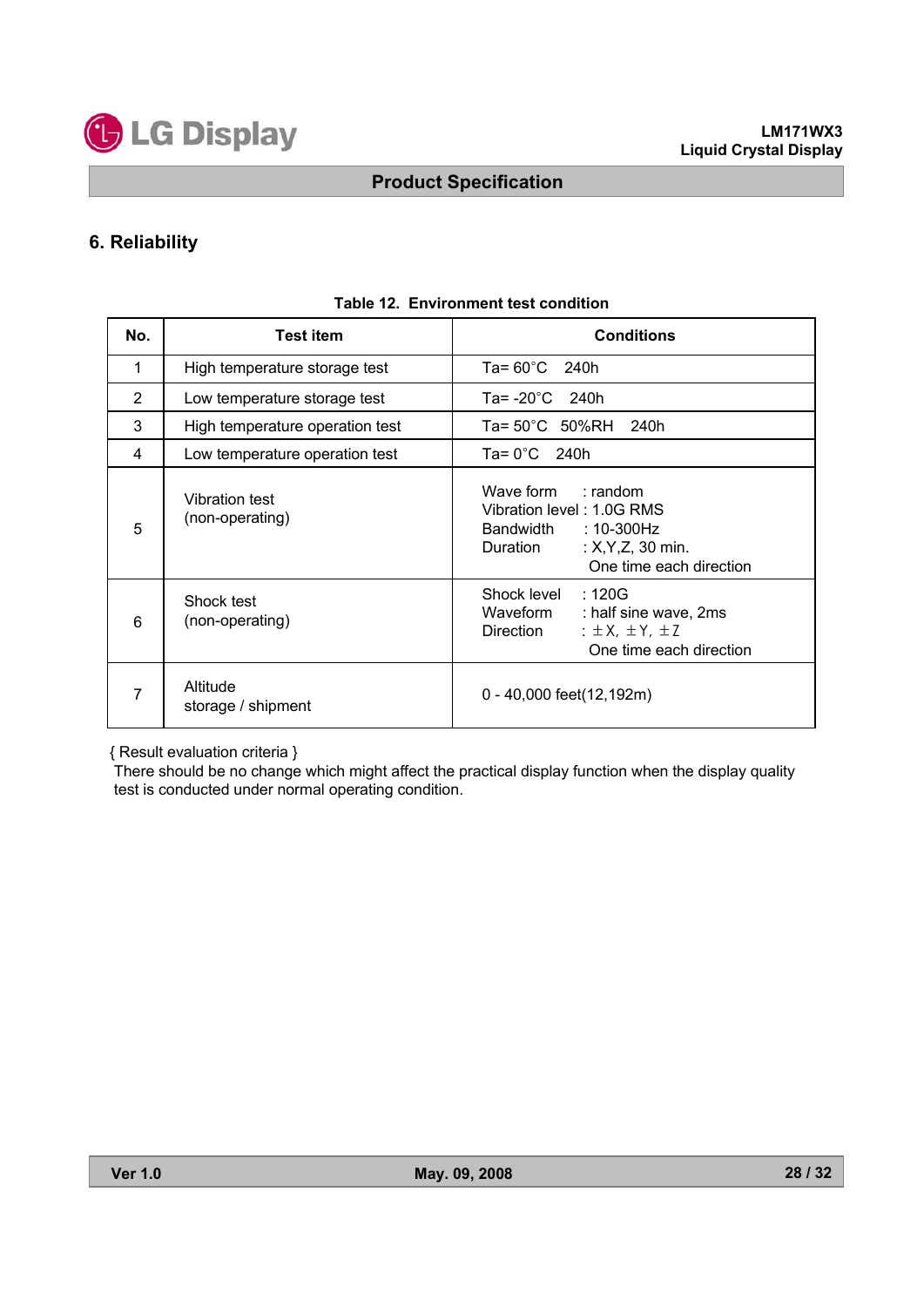## 6. Reliability

**Table 12. Environment test condition**

| No. | Test item | Conditions |
|---|---|---|
| 1 | High temperature storage test | Ta= 60°C 240h |
| 2 | Low temperature storage test | Ta= -20°C 240h |
| 3 | High temperature operation test | Ta= 50°C 50%RH 240h |
| 4 | Low temperature operation test | Ta= 0°C 240h |
| 5 | Vibration test (non-operating) | Wave form : random<br>Vibration level : 1.0G RMS<br>Bandwidth : 10-300Hz<br>Duration : X,Y,Z, 30 min.<br>One time each direction |
| 6 | Shock test (non-operating) | Shock level : 120G<br>Waveform : half sine wave, 2ms<br>Direction : ±X, ±Y, ±Z<br>One time each direction |
| 7 | Altitude storage / shipment | 0 - 40,000 feet(12,192m) |

{ Result evaluation criteria }

There should be no change which might affect the practical display function when the display quality test is conducted under normal operating condition.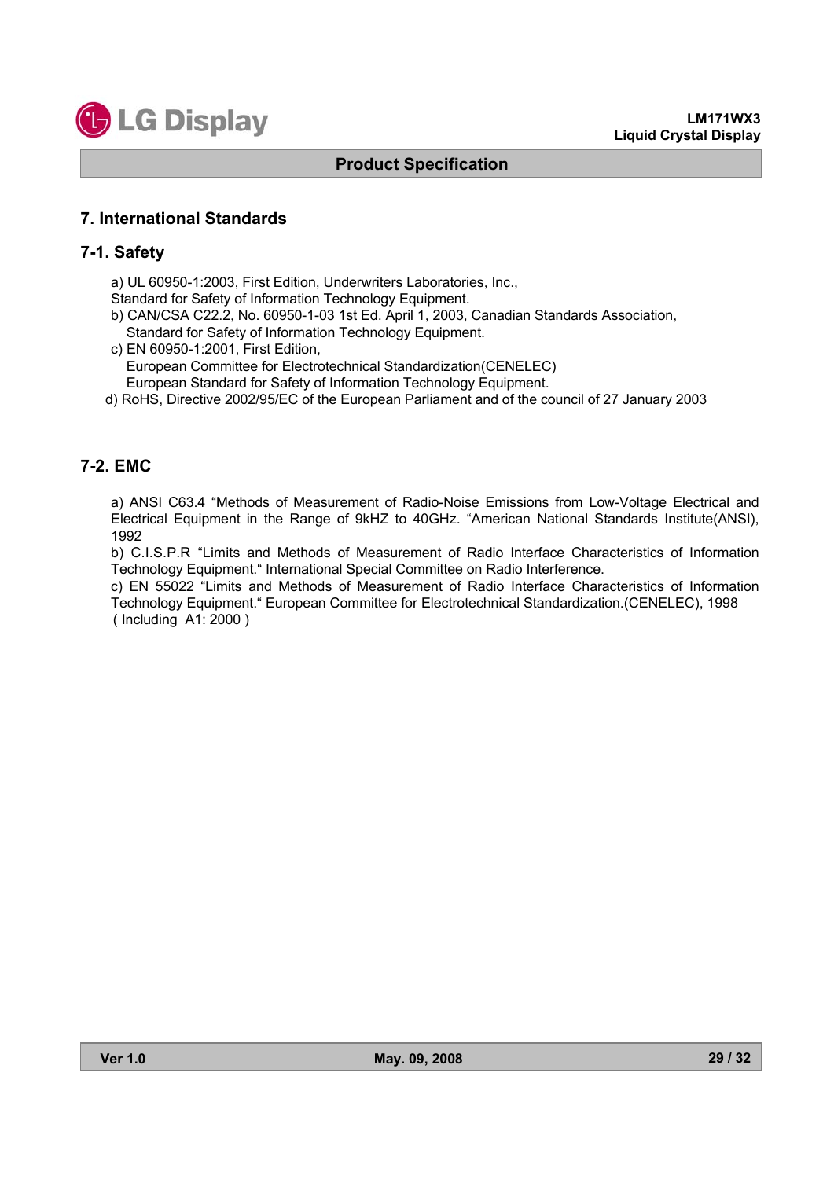## 7. International Standards

### 7-1. Safety

a) UL 60950-1:2003, First Edition, Underwriters Laboratories, Inc.,
Standard for Safety of Information Technology Equipment.

b) CAN/CSA C22.2, No. 60950-1-03 1st Ed. April 1, 2003, Canadian Standards Association,
Standard for Safety of Information Technology Equipment.

c) EN 60950-1:2001, First Edition,
European Committee for Electrotechnical Standardization(CENELEC)
European Standard for Safety of Information Technology Equipment.

d) RoHS, Directive 2002/95/EC of the European Parliament and of the council of 27 January 2003

### 7-2. EMC

a) ANSI C63.4 "Methods of Measurement of Radio-Noise Emissions from Low-Voltage Electrical and Electrical Equipment in the Range of 9kHZ to 40GHz. "American National Standards Institute(ANSI), 1992

b) C.I.S.P.R "Limits and Methods of Measurement of Radio Interface Characteristics of Information Technology Equipment." International Special Committee on Radio Interference.

c) EN 55022 "Limits and Methods of Measurement of Radio Interface Characteristics of Information Technology Equipment." European Committee for Electrotechnical Standardization.(CENELEC), 1998 ( Including A1: 2000 )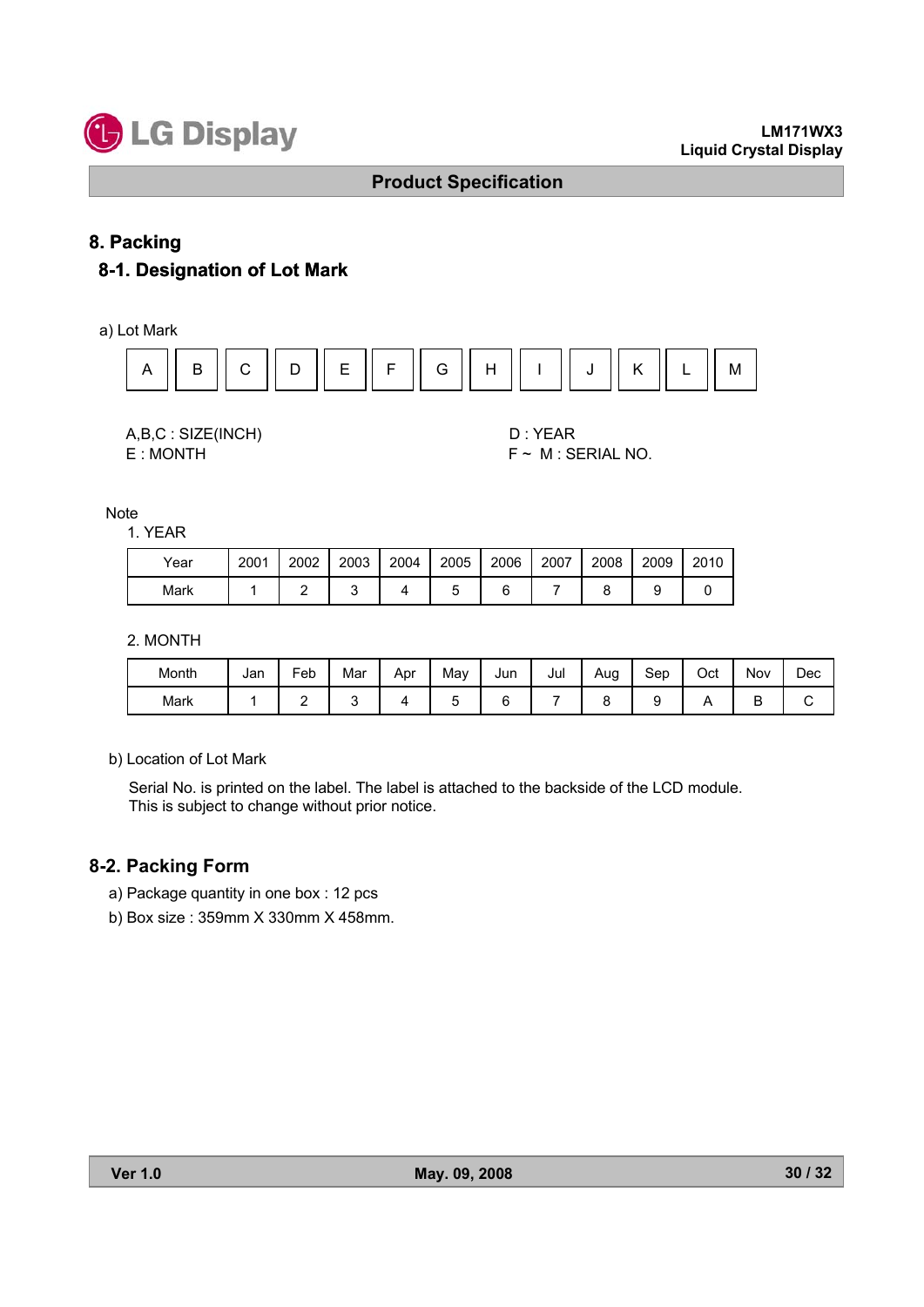# 8. Packing

## 8-1. Designation of Lot Mark

a) Lot Mark

| A | B | C | D | E | F | G | H | I | J | K | L | M |
|---|---|---|---|---|---|---|---|---|---|---|---|---|

A,B,C : SIZE(INCH)
E : MONTH
D : YEAR
F ~ M : SERIAL NO.

Note

1. YEAR

| Year | 2001 | 2002 | 2003 | 2004 | 2005 | 2006 | 2007 | 2008 | 2009 | 2010 |
|---|---|---|---|---|---|---|---|---|---|---|
| Mark | 1 | 2 | 3 | 4 | 5 | 6 | 7 | 8 | 9 | 0 |

2. MONTH

| Month | Jan | Feb | Mar | Apr | May | Jun | Jul | Aug | Sep | Oct | Nov | Dec |
|---|---|---|---|---|---|---|---|---|---|---|---|---|
| Mark | 1 | 2 | 3 | 4 | 5 | 6 | 7 | 8 | 9 | A | B | C |

b) Location of Lot Mark

Serial No. is printed on the label. The label is attached to the backside of the LCD module.
This is subject to change without prior notice.

## 8-2. Packing Form

a) Package quantity in one box : 12 pcs

b) Box size : 359mm X 330mm X 458mm.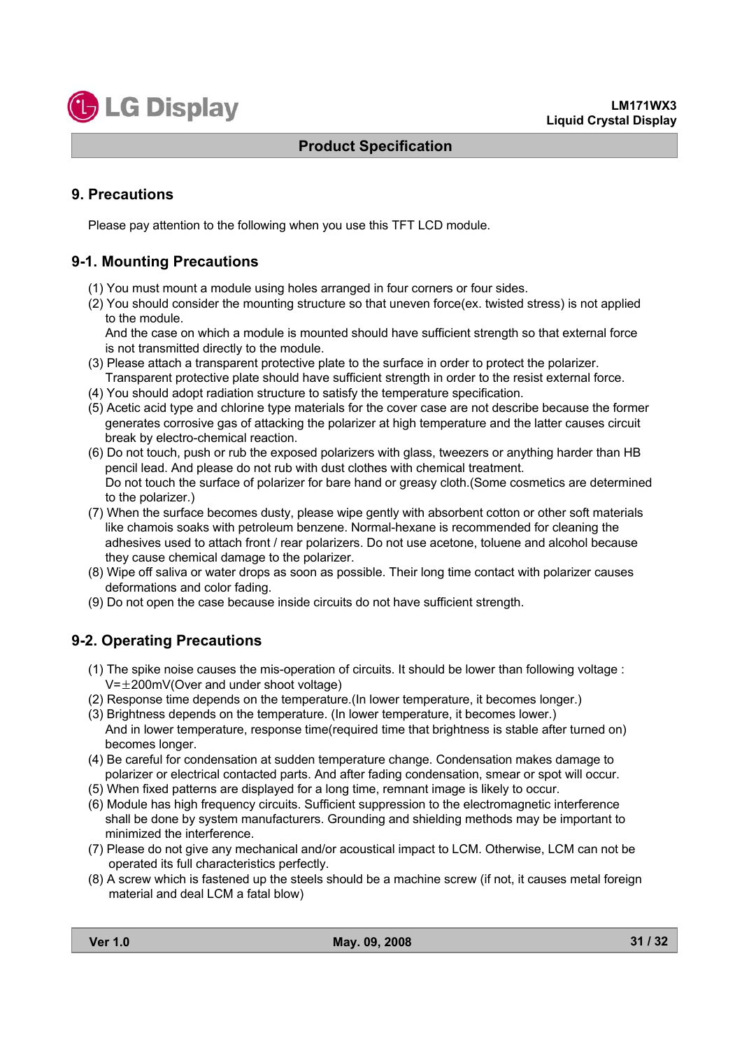## 9. Precautions

Please pay attention to the following when you use this TFT LCD module.

### 9-1. Mounting Precautions

(1) You must mount a module using holes arranged in four corners or four sides.
(2) You should consider the mounting structure so that uneven force(ex. twisted stress) is not applied to the module.
 And the case on which a module is mounted should have sufficient strength so that external force is not transmitted directly to the module.
(3) Please attach a transparent protective plate to the surface in order to protect the polarizer.
 Transparent protective plate should have sufficient strength in order to the resist external force.
(4) You should adopt radiation structure to satisfy the temperature specification.
(5) Acetic acid type and chlorine type materials for the cover case are not describe because the former generates corrosive gas of attacking the polarizer at high temperature and the latter causes circuit break by electro-chemical reaction.
(6) Do not touch, push or rub the exposed polarizers with glass, tweezers or anything harder than HB pencil lead. And please do not rub with dust clothes with chemical treatment.
 Do not touch the surface of polarizer for bare hand or greasy cloth.(Some cosmetics are determined to the polarizer.)
(7) When the surface becomes dusty, please wipe gently with absorbent cotton or other soft materials like chamois soaks with petroleum benzene. Normal-hexane is recommended for cleaning the adhesives used to attach front / rear polarizers. Do not use acetone, toluene and alcohol because they cause chemical damage to the polarizer.
(8) Wipe off saliva or water drops as soon as possible. Their long time contact with polarizer causes deformations and color fading.
(9) Do not open the case because inside circuits do not have sufficient strength.

### 9-2. Operating Precautions

(1) The spike noise causes the mis-operation of circuits. It should be lower than following voltage : V=±200mV(Over and under shoot voltage)
(2) Response time depends on the temperature.(In lower temperature, it becomes longer.)
(3) Brightness depends on the temperature. (In lower temperature, it becomes lower.)
 And in lower temperature, response time(required time that brightness is stable after turned on) becomes longer.
(4) Be careful for condensation at sudden temperature change. Condensation makes damage to polarizer or electrical contacted parts. And after fading condensation, smear or spot will occur.
(5) When fixed patterns are displayed for a long time, remnant image is likely to occur.
(6) Module has high frequency circuits. Sufficient suppression to the electromagnetic interference shall be done by system manufacturers. Grounding and shielding methods may be important to minimized the interference.
(7) Please do not give any mechanical and/or acoustical impact to LCM. Otherwise, LCM can not be operated its full characteristics perfectly.
(8) A screw which is fastened up the steels should be a machine screw (if not, it causes metal foreign material and deal LCM a fatal blow)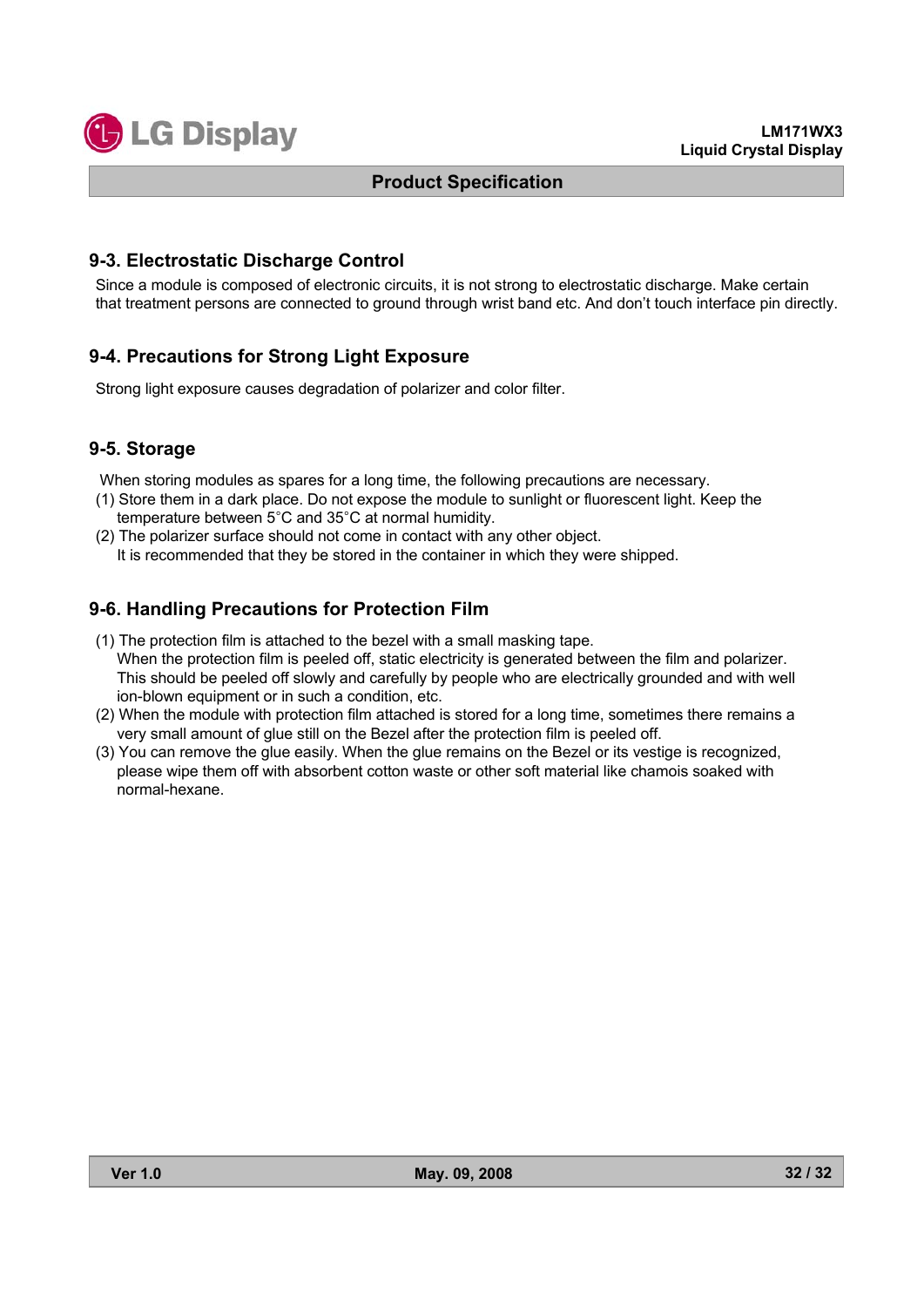## 9-3. Electrostatic Discharge Control

Since a module is composed of electronic circuits, it is not strong to electrostatic discharge. Make certain that treatment persons are connected to ground through wrist band etc. And don't touch interface pin directly.

## 9-4. Precautions for Strong Light Exposure

Strong light exposure causes degradation of polarizer and color filter.

## 9-5. Storage

When storing modules as spares for a long time, the following precautions are necessary.

(1) Store them in a dark place. Do not expose the module to sunlight or fluorescent light. Keep the temperature between 5°C and 35°C at normal humidity.

(2) The polarizer surface should not come in contact with any other object.
It is recommended that they be stored in the container in which they were shipped.

## 9-6. Handling Precautions for Protection Film

(1) The protection film is attached to the bezel with a small masking tape.
When the protection film is peeled off, static electricity is generated between the film and polarizer.
This should be peeled off slowly and carefully by people who are electrically grounded and with well ion-blown equipment or in such a condition, etc.

(2) When the module with protection film attached is stored for a long time, sometimes there remains a very small amount of glue still on the Bezel after the protection film is peeled off.

(3) You can remove the glue easily. When the glue remains on the Bezel or its vestige is recognized, please wipe them off with absorbent cotton waste or other soft material like chamois soaked with normal-hexane.